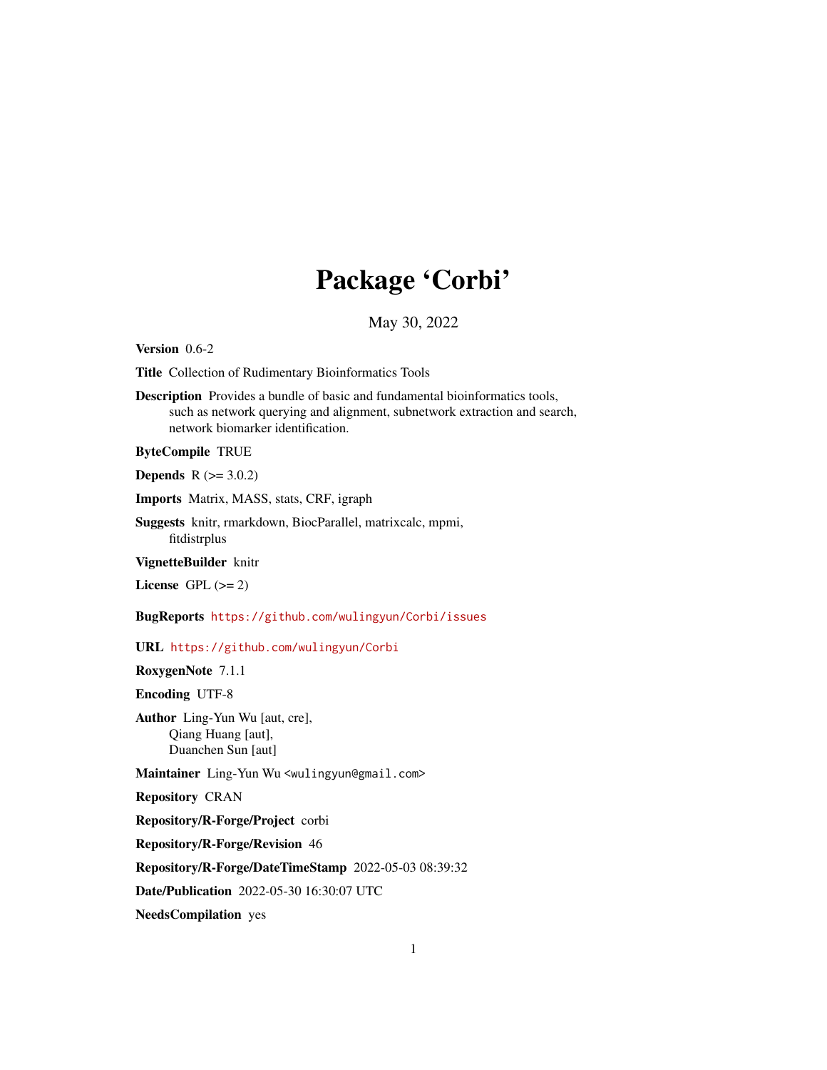# Package 'Corbi'

May 30, 2022

**Version** 0.6-2

**Title** Collection of Rudimentary Bioinformatics Tools

**Description** Provides a bundle of basic and fundamental bioinformatics tools, such as network querying and alignment, subnetwork extraction and search, network biomarker identification.

**ByteCompile** TRUE

**Depends** R (>= 3.0.2)

**Imports** Matrix, MASS, stats, CRF, igraph

**Suggests** knitr, rmarkdown, BiocParallel, matrixcalc, mpmi, fitdistrplus

**VignetteBuilder** knitr

**License** GPL (>= 2)

**BugReports** https://github.com/wulingyun/Corbi/issues

**URL** https://github.com/wulingyun/Corbi

**RoxygenNote** 7.1.1

**Encoding** UTF-8

**Author** Ling-Yun Wu [aut, cre], Qiang Huang [aut], Duanchen Sun [aut]

**Maintainer** Ling-Yun Wu <wulingyun@gmail.com>

**Repository** CRAN

**Repository/R-Forge/Project** corbi

**Repository/R-Forge/Revision** 46

**Repository/R-Forge/DateTimeStamp** 2022-05-03 08:39:32

**Date/Publication** 2022-05-30 16:30:07 UTC

**NeedsCompilation** yes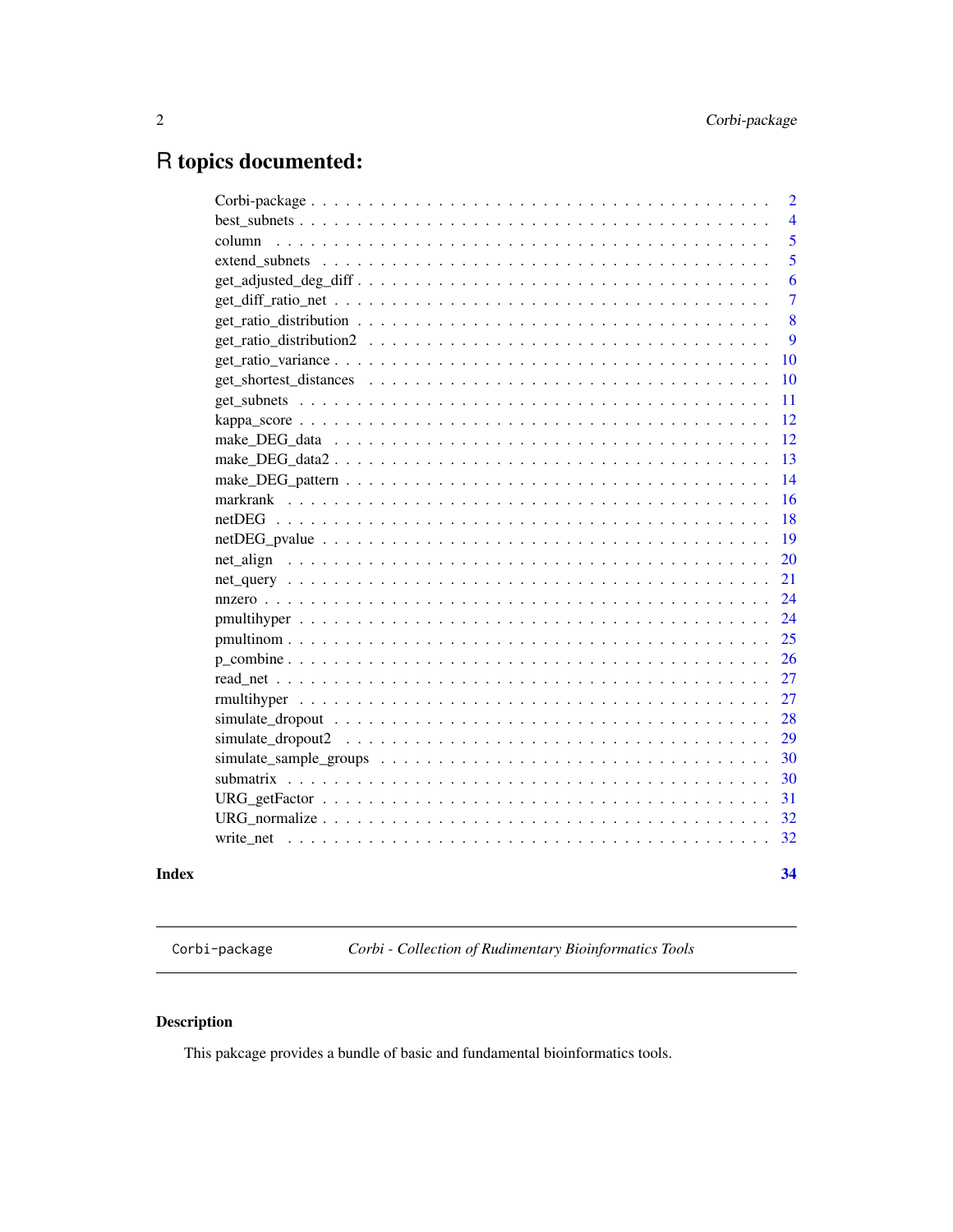# R topics documented:

| | |
|---|---|
| Corbi-package | 2 |
| best_subnets | 4 |
| column | 5 |
| extend_subnets | 5 |
| get_adjusted_deg_diff | 6 |
| get_diff_ratio_net | 7 |
| get_ratio_distribution | 8 |
| get_ratio_distribution2 | 9 |
| get_ratio_variance | 10 |
| get_shortest_distances | 10 |
| get_subnets | 11 |
| kappa_score | 12 |
| make_DEG_data | 12 |
| make_DEG_data2 | 13 |
| make_DEG_pattern | 14 |
| markrank | 16 |
| netDEG | 18 |
| netDEG_pvalue | 19 |
| net_align | 20 |
| net_query | 21 |
| nnzero | 24 |
| pmultihyper | 24 |
| pmultinom | 25 |
| p_combine | 26 |
| read_net | 27 |
| rmultihyper | 27 |
| simulate_dropout | 28 |
| simulate_dropout2 | 29 |
| simulate_sample_groups | 30 |
| submatrix | 30 |
| URG_getFactor | 31 |
| URG_normalize | 32 |
| write_net | 32 |

**Index** **34**

---

Corbi-package *Corbi - Collection of Rudimentary Bioinformatics Tools*

---

## Description

This pakcage provides a bundle of basic and fundamental bioinformatics tools.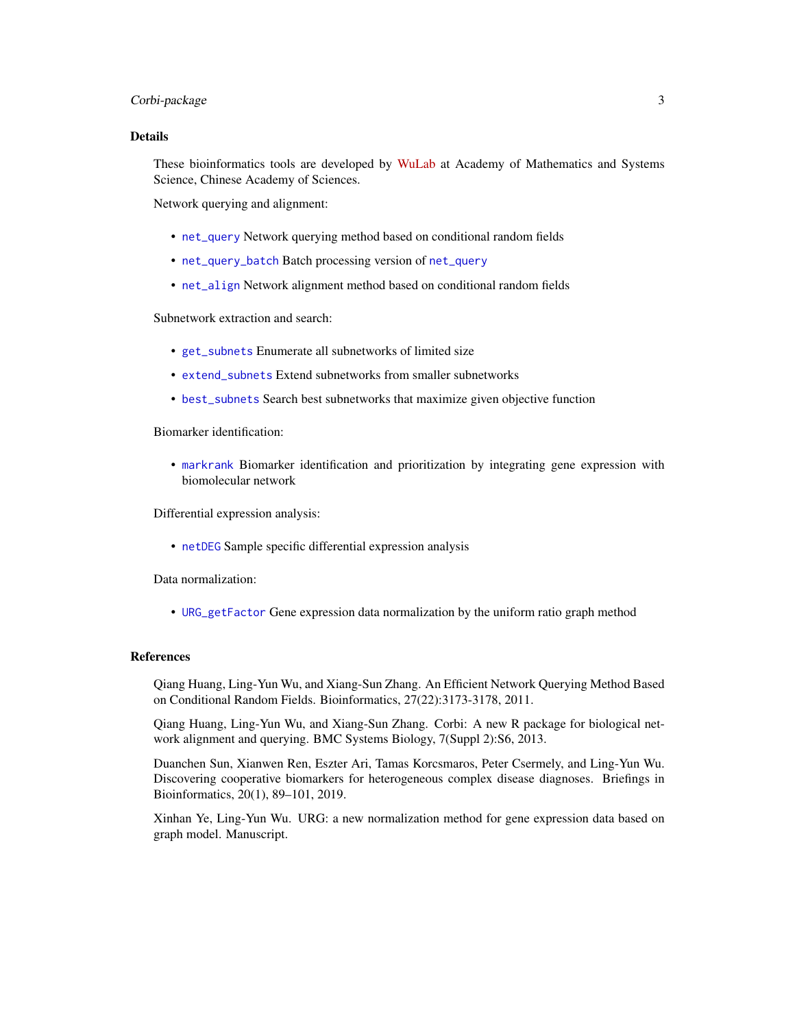## Details

These bioinformatics tools are developed by WuLab at Academy of Mathematics and Systems Science, Chinese Academy of Sciences.

Network querying and alignment:

- `net_query` Network querying method based on conditional random fields
- `net_query_batch` Batch processing version of `net_query`
- `net_align` Network alignment method based on conditional random fields

Subnetwork extraction and search:

- `get_subnets` Enumerate all subnetworks of limited size
- `extend_subnets` Extend subnetworks from smaller subnetworks
- `best_subnets` Search best subnetworks that maximize given objective function

Biomarker identification:

- `markrank` Biomarker identification and prioritization by integrating gene expression with biomolecular network

Differential expression analysis:

- `netDEG` Sample specific differential expression analysis

Data normalization:

- `URG_getFactor` Gene expression data normalization by the uniform ratio graph method

## References

Qiang Huang, Ling-Yun Wu, and Xiang-Sun Zhang. An Efficient Network Querying Method Based on Conditional Random Fields. Bioinformatics, 27(22):3173-3178, 2011.

Qiang Huang, Ling-Yun Wu, and Xiang-Sun Zhang. Corbi: A new R package for biological network alignment and querying. BMC Systems Biology, 7(Suppl 2):S6, 2013.

Duanchen Sun, Xianwen Ren, Eszter Ari, Tamas Korcsmaros, Peter Csermely, and Ling-Yun Wu. Discovering cooperative biomarkers for heterogeneous complex disease diagnoses. Briefings in Bioinformatics, 20(1), 89–101, 2019.

Xinhan Ye, Ling-Yun Wu. URG: a new normalization method for gene expression data based on graph model. Manuscript.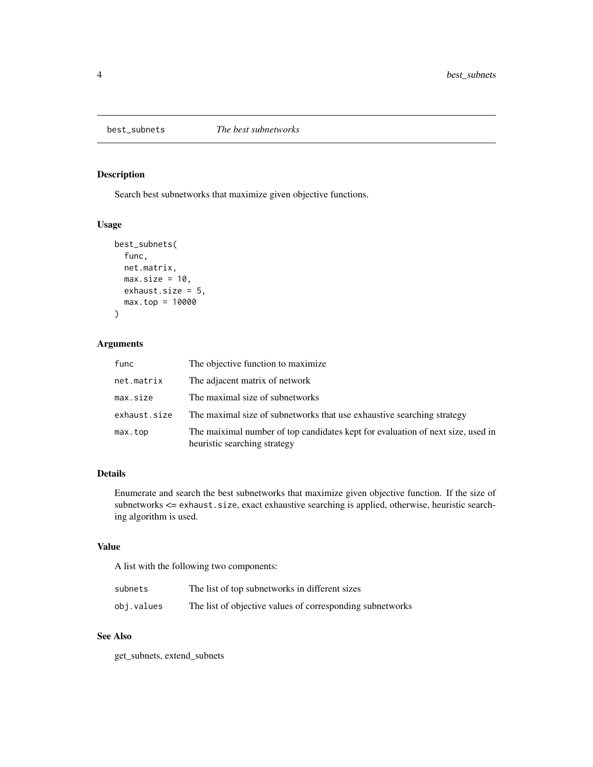best_subnets *The best subnetworks*

## Description

Search best subnetworks that maximize given objective functions.

## Usage

```
best_subnets(
  func,
  net.matrix,
  max.size = 10,
  exhaust.size = 5,
  max.top = 10000
)
```

## Arguments

| | |
|---|---|
| func | The objective function to maximize |
| net.matrix | The adjacent matrix of network |
| max.size | The maximal size of subnetworks |
| exhaust.size | The maximal size of subnetworks that use exhaustive searching strategy |
| max.top | The maiximal number of top candidates kept for evaluation of next size, used in heuristic searching strategy |

## Details

Enumerate and search the best subnetworks that maximize given objective function. If the size of subnetworks <= exhaust.size, exact exhaustive searching is applied, otherwise, heuristic searching algorithm is used.

## Value

A list with the following two components:

| | |
|---|---|
| subnets | The list of top subnetworks in different sizes |
| obj.values | The list of objective values of corresponding subnetworks |

## See Also

get_subnets, extend_subnets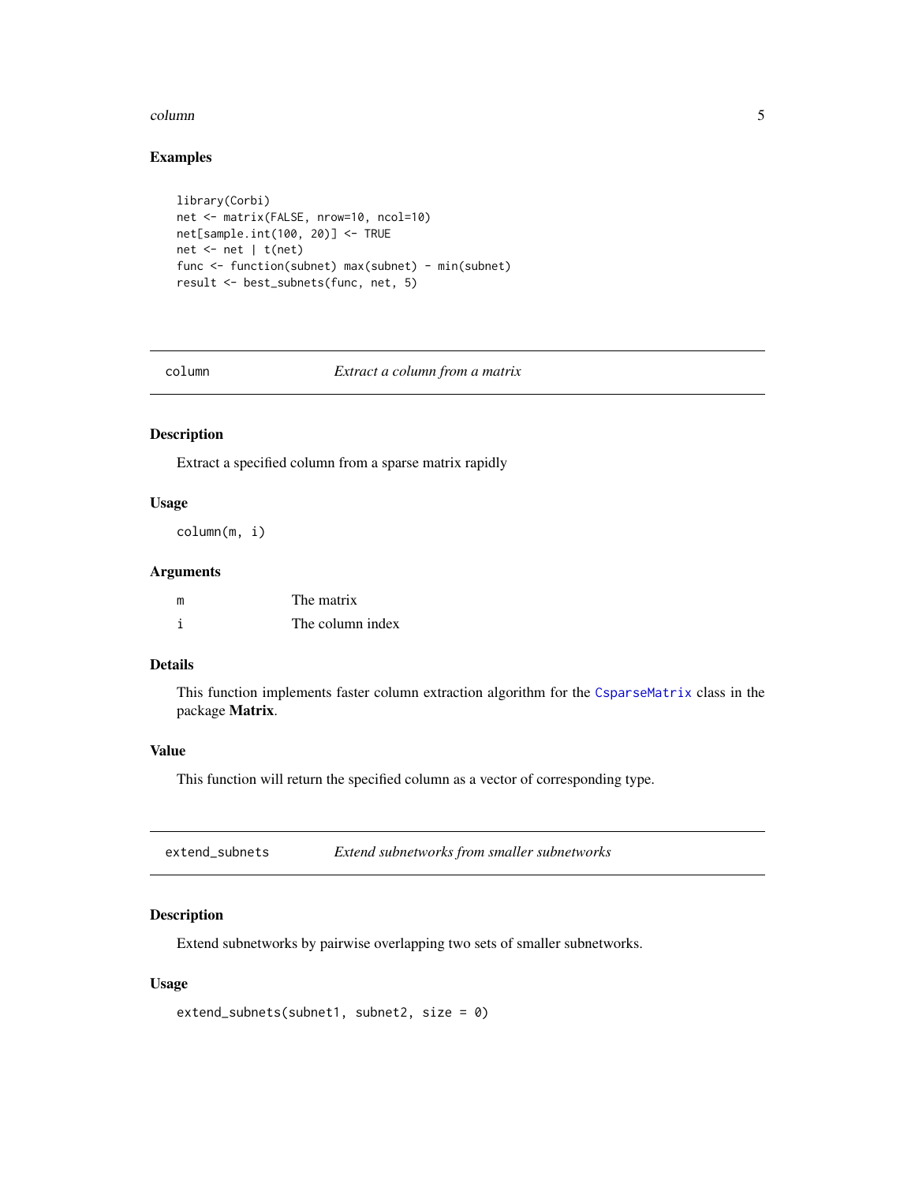### Examples

```
library(Corbi)
net <- matrix(FALSE, nrow=10, ncol=10)
net[sample.int(100, 20)] <- TRUE
net <- net | t(net)
func <- function(subnet) max(subnet) - min(subnet)
result <- best_subnets(func, net, 5)
```

---

## column — *Extract a column from a matrix*

### Description

Extract a specified column from a sparse matrix rapidly

### Usage

```
column(m, i)
```

### Arguments

| | |
|---|---|
| m | The matrix |
| i | The column index |

### Details

This function implements faster column extraction algorithm for the `CsparseMatrix` class in the package **Matrix**.

### Value

This function will return the specified column as a vector of corresponding type.

---

## extend_subnets — *Extend subnetworks from smaller subnetworks*

### Description

Extend subnetworks by pairwise overlapping two sets of smaller subnetworks.

### Usage

```
extend_subnets(subnet1, subnet2, size = 0)
```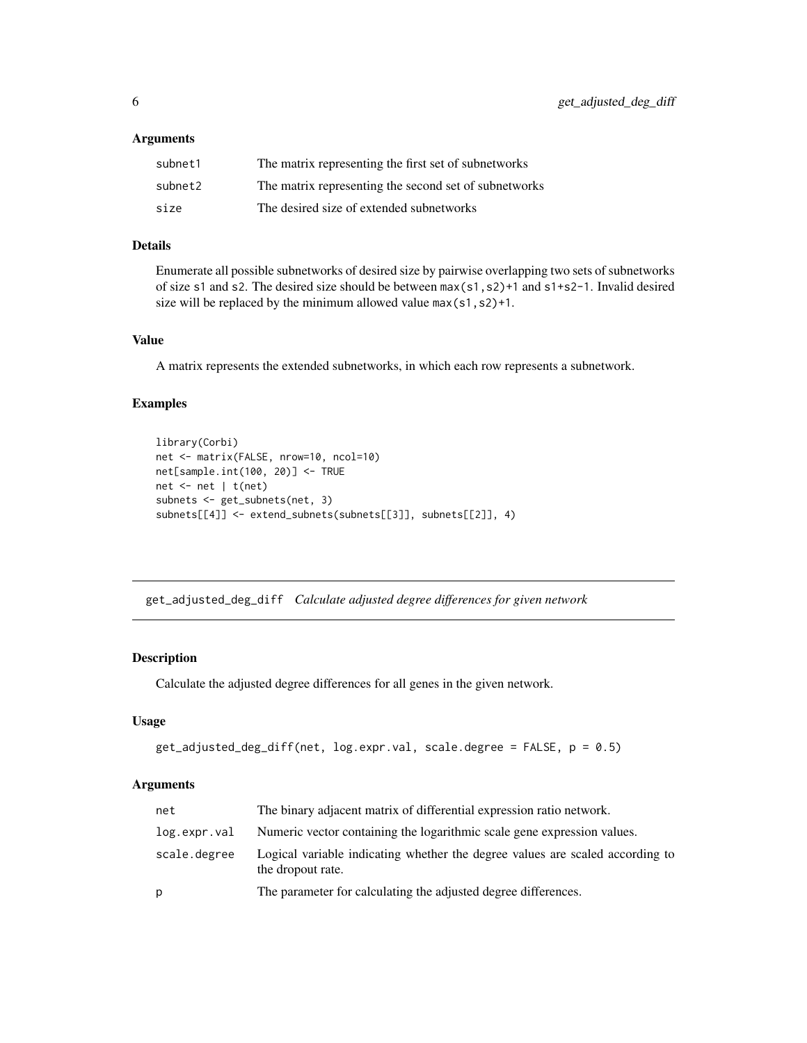### Arguments

| | |
|---|---|
| subnet1 | The matrix representing the first set of subnetworks |
| subnet2 | The matrix representing the second set of subnetworks |
| size | The desired size of extended subnetworks |

### Details

Enumerate all possible subnetworks of desired size by pairwise overlapping two sets of subnetworks of size s1 and s2. The desired size should be between max(s1,s2)+1 and s1+s2-1. Invalid desired size will be replaced by the minimum allowed value max(s1,s2)+1.

### Value

A matrix represents the extended subnetworks, in which each row represents a subnetwork.

### Examples

```
library(Corbi)
net <- matrix(FALSE, nrow=10, ncol=10)
net[sample.int(100, 20)] <- TRUE
net <- net | t(net)
subnets <- get_subnets(net, 3)
subnets[[4]] <- extend_subnets(subnets[[3]], subnets[[2]], 4)
```

---

## get_adjusted_deg_diff *Calculate adjusted degree differences for given network*

---

### Description

Calculate the adjusted degree differences for all genes in the given network.

### Usage

```
get_adjusted_deg_diff(net, log.expr.val, scale.degree = FALSE, p = 0.5)
```

### Arguments

| | |
|---|---|
| net | The binary adjacent matrix of differential expression ratio network. |
| log.expr.val | Numeric vector containing the logarithmic scale gene expression values. |
| scale.degree | Logical variable indicating whether the degree values are scaled according to the dropout rate. |
| p | The parameter for calculating the adjusted degree differences. |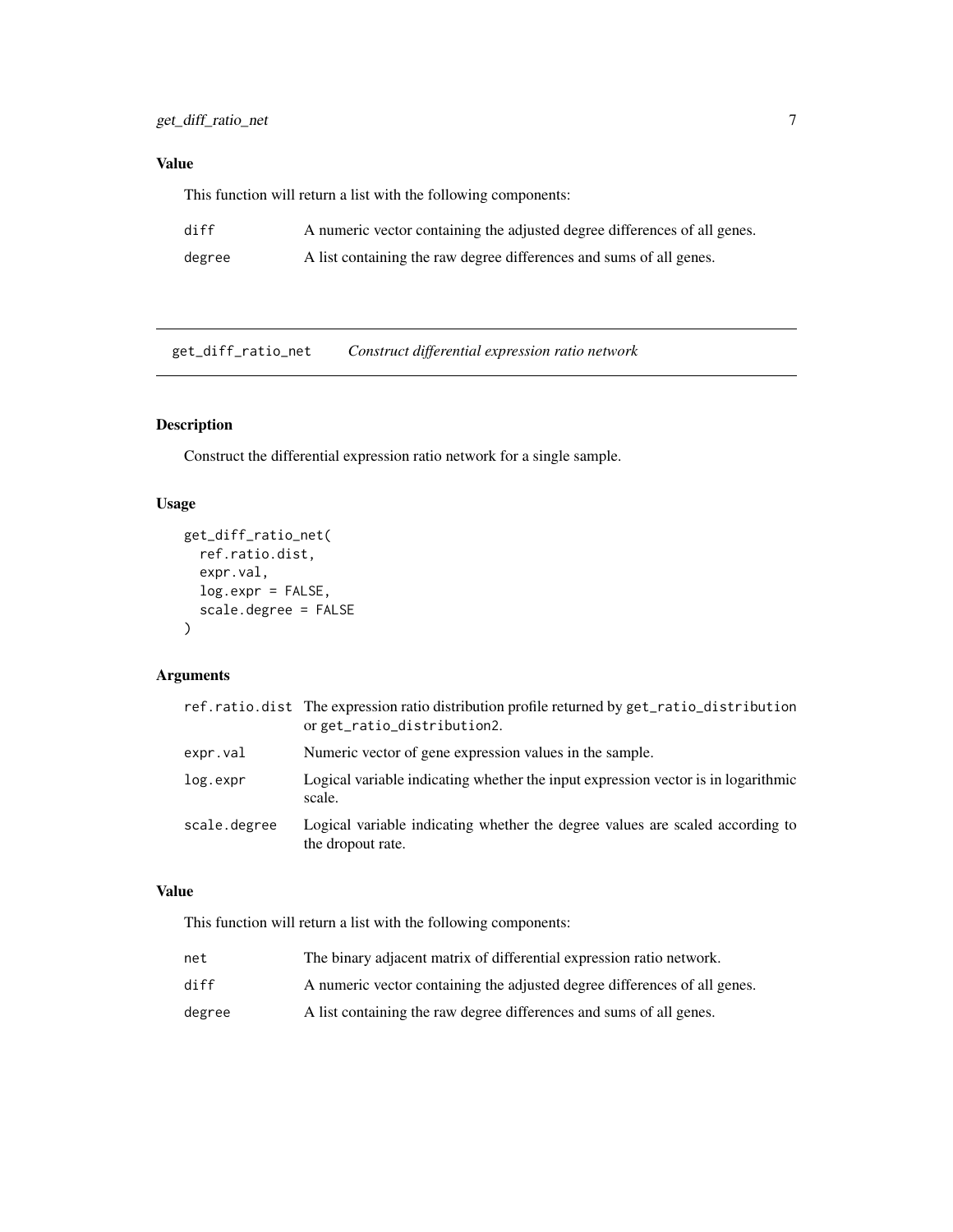### Value

This function will return a list with the following components:

| | |
|---|---|
| diff | A numeric vector containing the adjusted degree differences of all genes. |
| degree | A list containing the raw degree differences and sums of all genes. |

---

## get_diff_ratio_net    *Construct differential expression ratio network*

### Description

Construct the differential expression ratio network for a single sample.

### Usage

```
get_diff_ratio_net(
  ref.ratio.dist,
  expr.val,
  log.expr = FALSE,
  scale.degree = FALSE
)
```

### Arguments

| | |
|---|---|
| ref.ratio.dist | The expression ratio distribution profile returned by get_ratio_distribution or get_ratio_distribution2. |
| expr.val | Numeric vector of gene expression values in the sample. |
| log.expr | Logical variable indicating whether the input expression vector is in logarithmic scale. |
| scale.degree | Logical variable indicating whether the degree values are scaled according to the dropout rate. |

### Value

This function will return a list with the following components:

| | |
|---|---|
| net | The binary adjacent matrix of differential expression ratio network. |
| diff | A numeric vector containing the adjusted degree differences of all genes. |
| degree | A list containing the raw degree differences and sums of all genes. |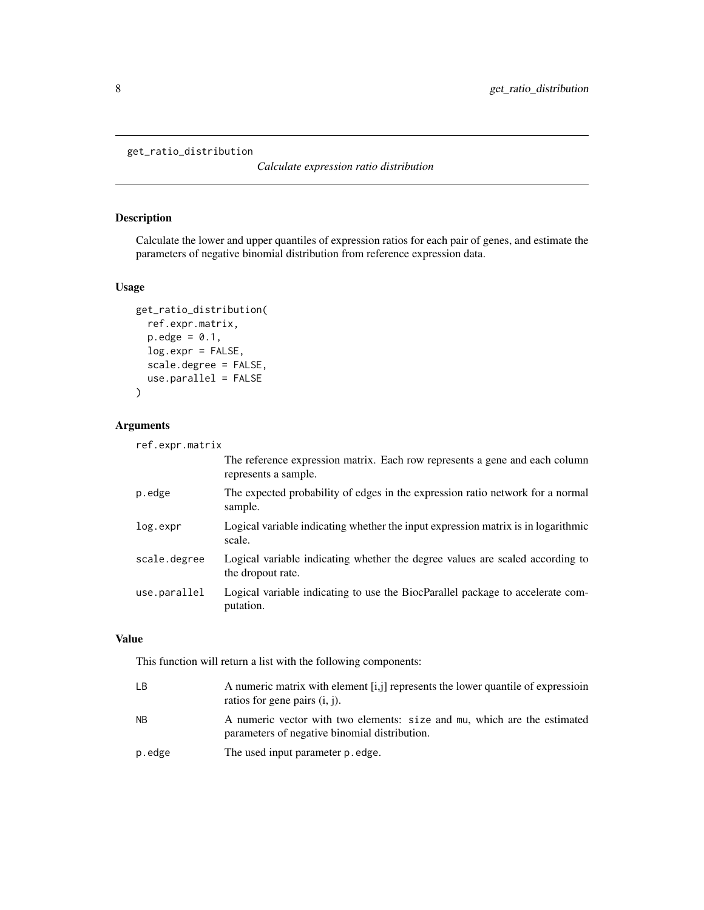# get_ratio_distribution

*Calculate expression ratio distribution*

## Description

Calculate the lower and upper quantiles of expression ratios for each pair of genes, and estimate the parameters of negative binomial distribution from reference expression data.

## Usage

```
get_ratio_distribution(
  ref.expr.matrix,
  p.edge = 0.1,
  log.expr = FALSE,
  scale.degree = FALSE,
  use.parallel = FALSE
)
```

## Arguments

| | |
|---|---|
| ref.expr.matrix | The reference expression matrix. Each row represents a gene and each column represents a sample. |
| p.edge | The expected probability of edges in the expression ratio network for a normal sample. |
| log.expr | Logical variable indicating whether the input expression matrix is in logarithmic scale. |
| scale.degree | Logical variable indicating whether the degree values are scaled according to the dropout rate. |
| use.parallel | Logical variable indicating to use the BiocParallel package to accelerate computation. |

## Value

This function will return a list with the following components:

| | |
|---|---|
| LB | A numeric matrix with element [i,j] represents the lower quantile of expressioin ratios for gene pairs (i, j). |
| NB | A numeric vector with two elements: `size` and `mu`, which are the estimated parameters of negative binomial distribution. |
| p.edge | The used input parameter `p.edge`. |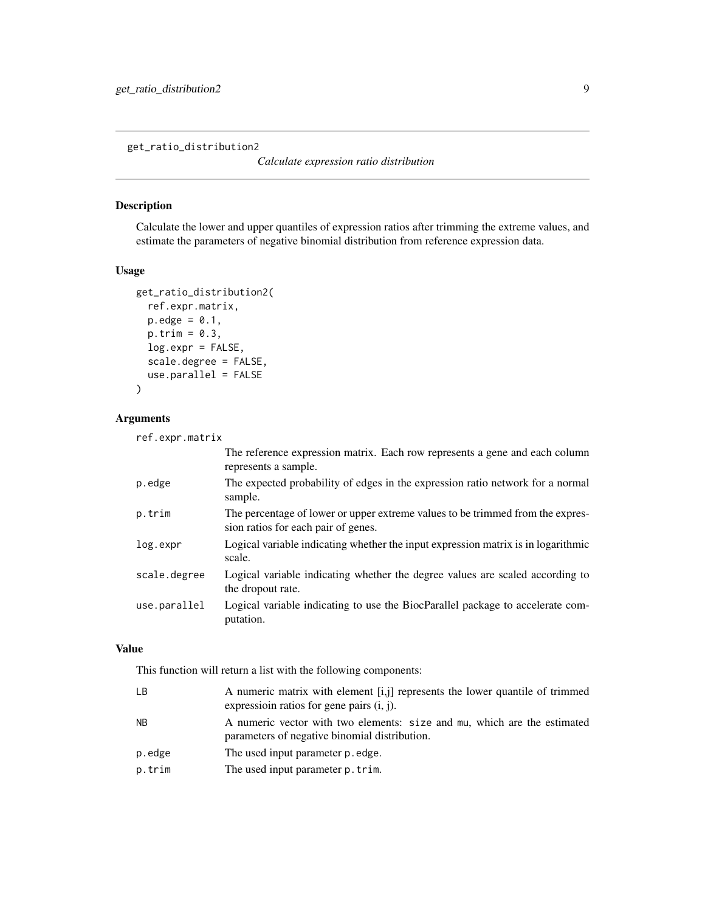# get_ratio_distribution2

*Calculate expression ratio distribution*

## Description

Calculate the lower and upper quantiles of expression ratios after trimming the extreme values, and estimate the parameters of negative binomial distribution from reference expression data.

## Usage

```
get_ratio_distribution2(
  ref.expr.matrix,
  p.edge = 0.1,
  p.trim = 0.3,
  log.expr = FALSE,
  scale.degree = FALSE,
  use.parallel = FALSE
)
```

## Arguments

| | |
|---|---|
| `ref.expr.matrix` | The reference expression matrix. Each row represents a gene and each column represents a sample. |
| `p.edge` | The expected probability of edges in the expression ratio network for a normal sample. |
| `p.trim` | The percentage of lower or upper extreme values to be trimmed from the expression ratios for each pair of genes. |
| `log.expr` | Logical variable indicating whether the input expression matrix is in logarithmic scale. |
| `scale.degree` | Logical variable indicating whether the degree values are scaled according to the dropout rate. |
| `use.parallel` | Logical variable indicating to use the BiocParallel package to accelerate computation. |

## Value

This function will return a list with the following components:

| | |
|---|---|
| `LB` | A numeric matrix with element [i,j] represents the lower quantile of trimmed expressioin ratios for gene pairs (i, j). |
| `NB` | A numeric vector with two elements: `size` and `mu`, which are the estimated parameters of negative binomial distribution. |
| `p.edge` | The used input parameter `p.edge`. |
| `p.trim` | The used input parameter `p.trim`. |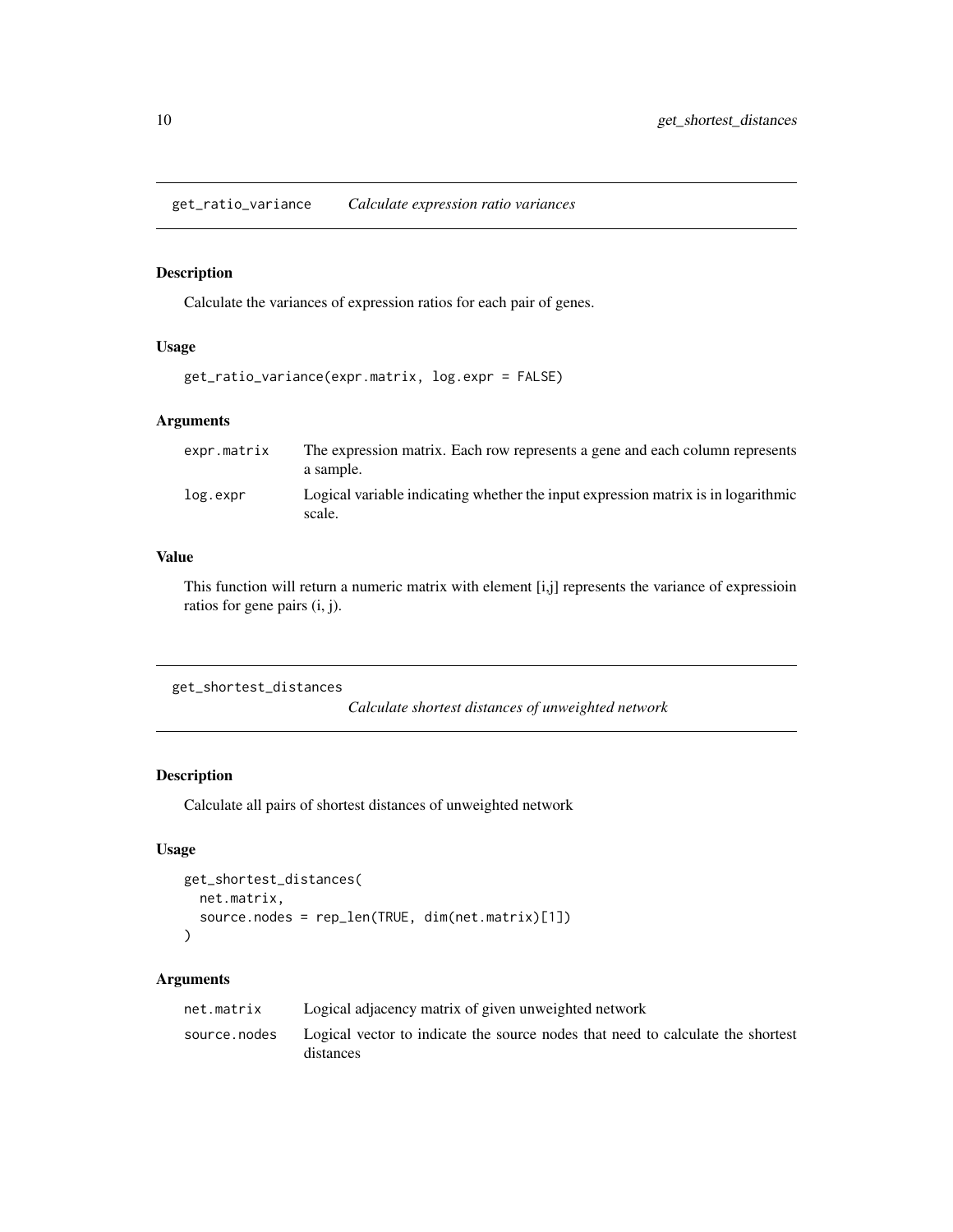## get_ratio_variance *Calculate expression ratio variances*

### Description

Calculate the variances of expression ratios for each pair of genes.

### Usage

```
get_ratio_variance(expr.matrix, log.expr = FALSE)
```

### Arguments

| | |
|---|---|
| expr.matrix | The expression matrix. Each row represents a gene and each column represents a sample. |
| log.expr | Logical variable indicating whether the input expression matrix is in logarithmic scale. |

### Value

This function will return a numeric matrix with element [i,j] represents the variance of expressioin ratios for gene pairs (i, j).

## get_shortest_distances *Calculate shortest distances of unweighted network*

### Description

Calculate all pairs of shortest distances of unweighted network

### Usage

```
get_shortest_distances(
  net.matrix,
  source.nodes = rep_len(TRUE, dim(net.matrix)[1])
)
```

### Arguments

| | |
|---|---|
| net.matrix | Logical adjacency matrix of given unweighted network |
| source.nodes | Logical vector to indicate the source nodes that need to calculate the shortest distances |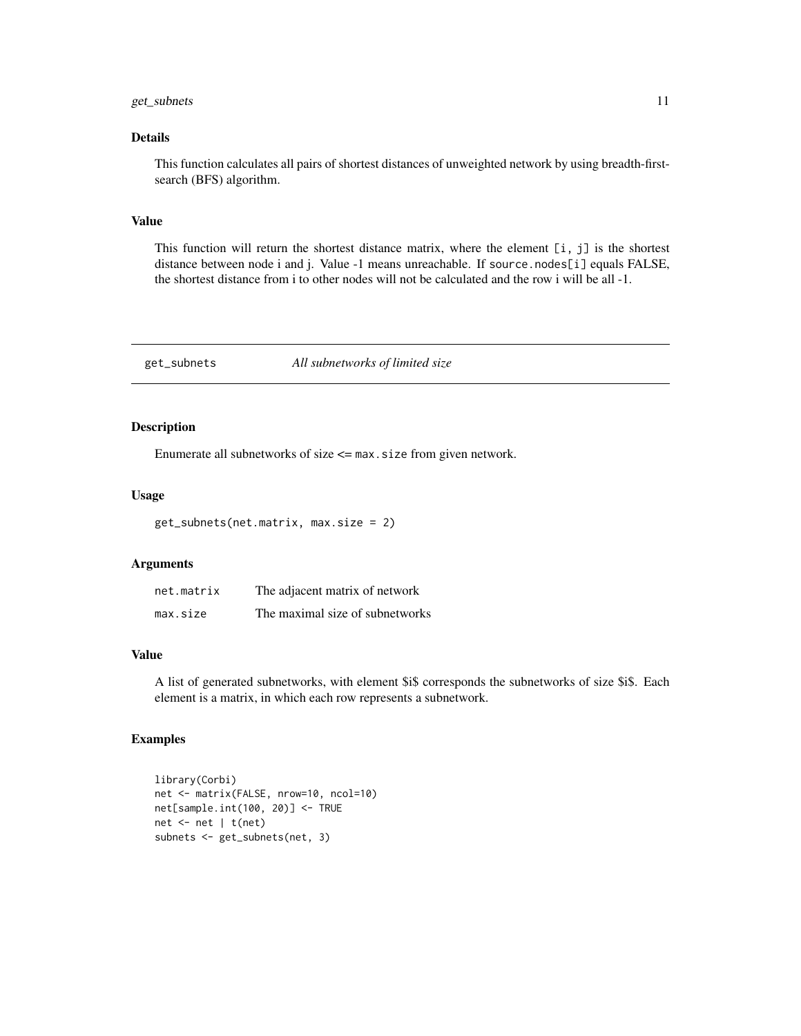### Details

This function calculates all pairs of shortest distances of unweighted network by using breadth-first-search (BFS) algorithm.

### Value

This function will return the shortest distance matrix, where the element `[i, j]` is the shortest distance between node i and j. Value -1 means unreachable. If `source.nodes[i]` equals FALSE, the shortest distance from i to other nodes will not be calculated and the row i will be all -1.

---

## get_subnets — *All subnetworks of limited size*

### Description

Enumerate all subnetworks of size <= `max.size` from given network.

### Usage

```
get_subnets(net.matrix, max.size = 2)
```

### Arguments

| | |
|---|---|
| `net.matrix` | The adjacent matrix of network |
| `max.size` | The maximal size of subnetworks |

### Value

A list of generated subnetworks, with element $i$ corresponds the subnetworks of size $i$. Each element is a matrix, in which each row represents a subnetwork.

### Examples

```
library(Corbi)
net <- matrix(FALSE, nrow=10, ncol=10)
net[sample.int(100, 20)] <- TRUE
net <- net | t(net)
subnets <- get_subnets(net, 3)
```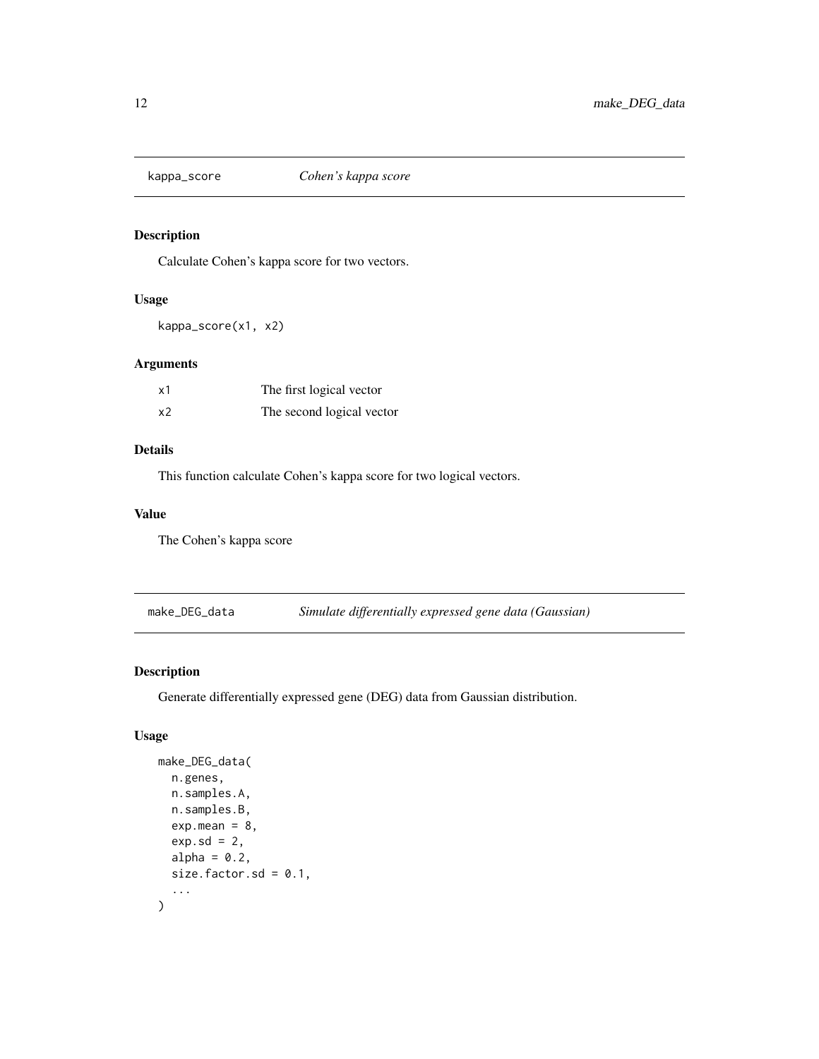## kappa_score *Cohen's kappa score*

### Description

Calculate Cohen's kappa score for two vectors.

### Usage

```
kappa_score(x1, x2)
```

### Arguments

| | |
|---|---|
| x1 | The first logical vector |
| x2 | The second logical vector |

### Details

This function calculate Cohen's kappa score for two logical vectors.

### Value

The Cohen's kappa score

## make_DEG_data *Simulate differentially expressed gene data (Gaussian)*

### Description

Generate differentially expressed gene (DEG) data from Gaussian distribution.

### Usage

```
make_DEG_data(
  n.genes,
  n.samples.A,
  n.samples.B,
  exp.mean = 8,
  exp.sd = 2,
  alpha = 0.2,
  size.factor.sd = 0.1,
  ...
)
```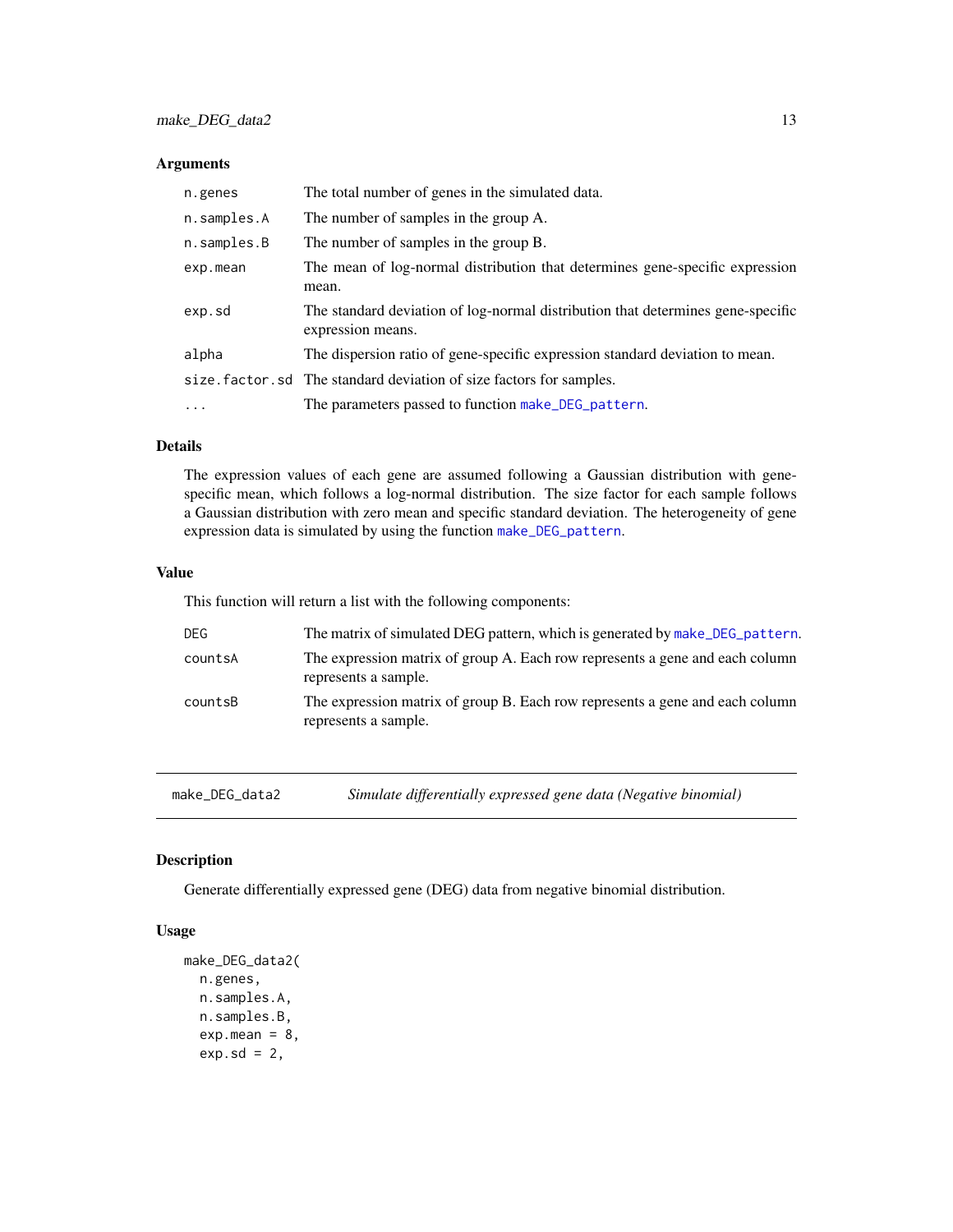### Arguments

| | |
|---|---|
| n.genes | The total number of genes in the simulated data. |
| n.samples.A | The number of samples in the group A. |
| n.samples.B | The number of samples in the group B. |
| exp.mean | The mean of log-normal distribution that determines gene-specific expression mean. |
| exp.sd | The standard deviation of log-normal distribution that determines gene-specific expression means. |
| alpha | The dispersion ratio of gene-specific expression standard deviation to mean. |
| size.factor.sd | The standard deviation of size factors for samples. |
| ... | The parameters passed to function make_DEG_pattern. |

### Details

The expression values of each gene are assumed following a Gaussian distribution with gene-specific mean, which follows a log-normal distribution. The size factor for each sample follows a Gaussian distribution with zero mean and specific standard deviation. The heterogeneity of gene expression data is simulated by using the function make_DEG_pattern.

### Value

This function will return a list with the following components:

| | |
|---|---|
| DEG | The matrix of simulated DEG pattern, which is generated by make_DEG_pattern. |
| countsA | The expression matrix of group A. Each row represents a gene and each column represents a sample. |
| countsB | The expression matrix of group B. Each row represents a gene and each column represents a sample. |

---

## make_DEG_data2 — *Simulate differentially expressed gene data (Negative binomial)*

### Description

Generate differentially expressed gene (DEG) data from negative binomial distribution.

### Usage

```
make_DEG_data2(
  n.genes,
  n.samples.A,
  n.samples.B,
  exp.mean = 8,
  exp.sd = 2,
```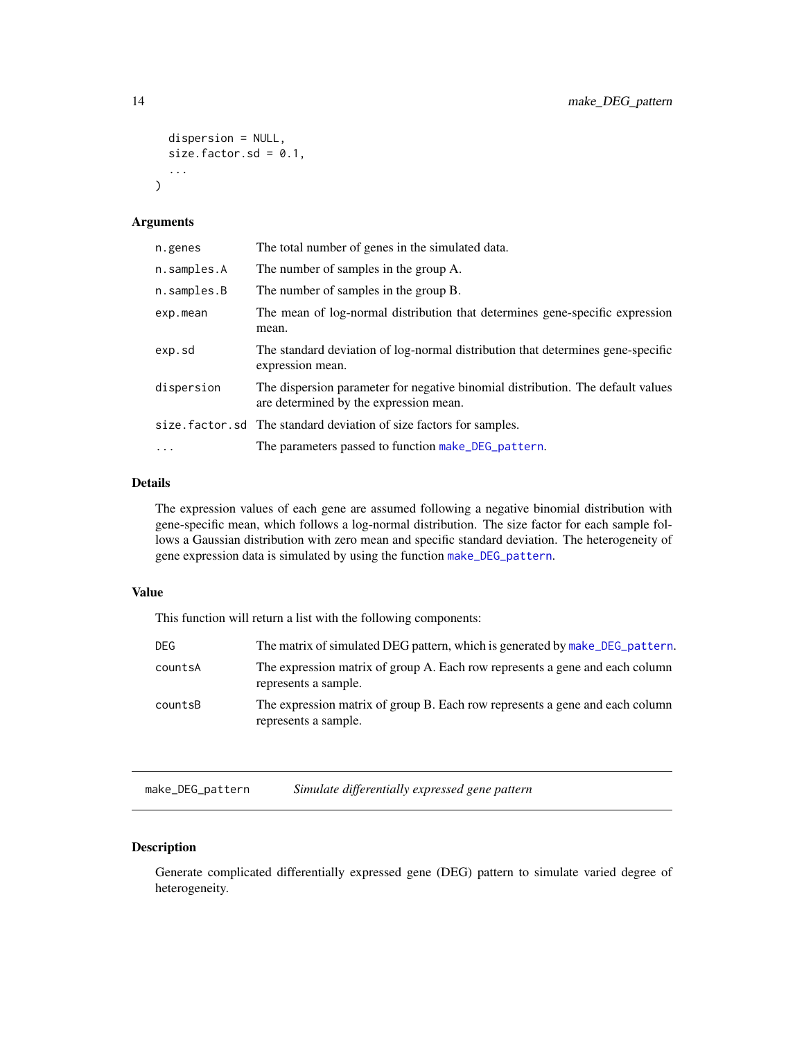```
  dispersion = NULL,
  size.factor.sd = 0.1,
  ...
)
```

### Arguments

| | |
|---|---|
| n.genes | The total number of genes in the simulated data. |
| n.samples.A | The number of samples in the group A. |
| n.samples.B | The number of samples in the group B. |
| exp.mean | The mean of log-normal distribution that determines gene-specific expression mean. |
| exp.sd | The standard deviation of log-normal distribution that determines gene-specific expression mean. |
| dispersion | The dispersion parameter for negative binomial distribution. The default values are determined by the expression mean. |
| size.factor.sd | The standard deviation of size factors for samples. |
| ... | The parameters passed to function make_DEG_pattern. |

### Details

The expression values of each gene are assumed following a negative binomial distribution with gene-specific mean, which follows a log-normal distribution. The size factor for each sample follows a Gaussian distribution with zero mean and specific standard deviation. The heterogeneity of gene expression data is simulated by using the function make_DEG_pattern.

### Value

This function will return a list with the following components:

| | |
|---|---|
| DEG | The matrix of simulated DEG pattern, which is generated by make_DEG_pattern. |
| countsA | The expression matrix of group A. Each row represents a gene and each column represents a sample. |
| countsB | The expression matrix of group B. Each row represents a gene and each column represents a sample. |

---

## make_DEG_pattern *Simulate differentially expressed gene pattern*

---

### Description

Generate complicated differentially expressed gene (DEG) pattern to simulate varied degree of heterogeneity.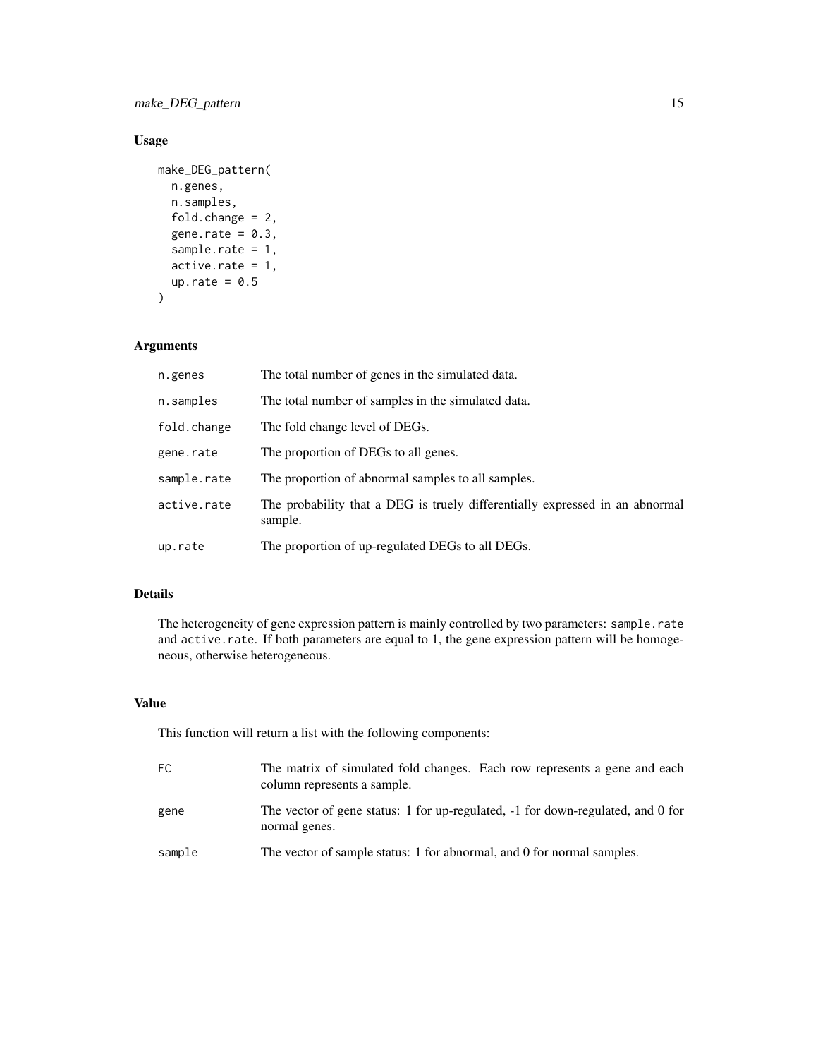## Usage

```
make_DEG_pattern(
  n.genes,
  n.samples,
  fold.change = 2,
  gene.rate = 0.3,
  sample.rate = 1,
  active.rate = 1,
  up.rate = 0.5
)
```

## Arguments

| | |
|---|---|
| `n.genes` | The total number of genes in the simulated data. |
| `n.samples` | The total number of samples in the simulated data. |
| `fold.change` | The fold change level of DEGs. |
| `gene.rate` | The proportion of DEGs to all genes. |
| `sample.rate` | The proportion of abnormal samples to all samples. |
| `active.rate` | The probability that a DEG is truely differentially expressed in an abnormal sample. |
| `up.rate` | The proportion of up-regulated DEGs to all DEGs. |

## Details

The heterogeneity of gene expression pattern is mainly controlled by two parameters: `sample.rate` and `active.rate`. If both parameters are equal to 1, the gene expression pattern will be homogeneous, otherwise heterogeneous.

## Value

This function will return a list with the following components:

| | |
|---|---|
| `FC` | The matrix of simulated fold changes. Each row represents a gene and each column represents a sample. |
| `gene` | The vector of gene status: 1 for up-regulated, -1 for down-regulated, and 0 for normal genes. |
| `sample` | The vector of sample status: 1 for abnormal, and 0 for normal samples. |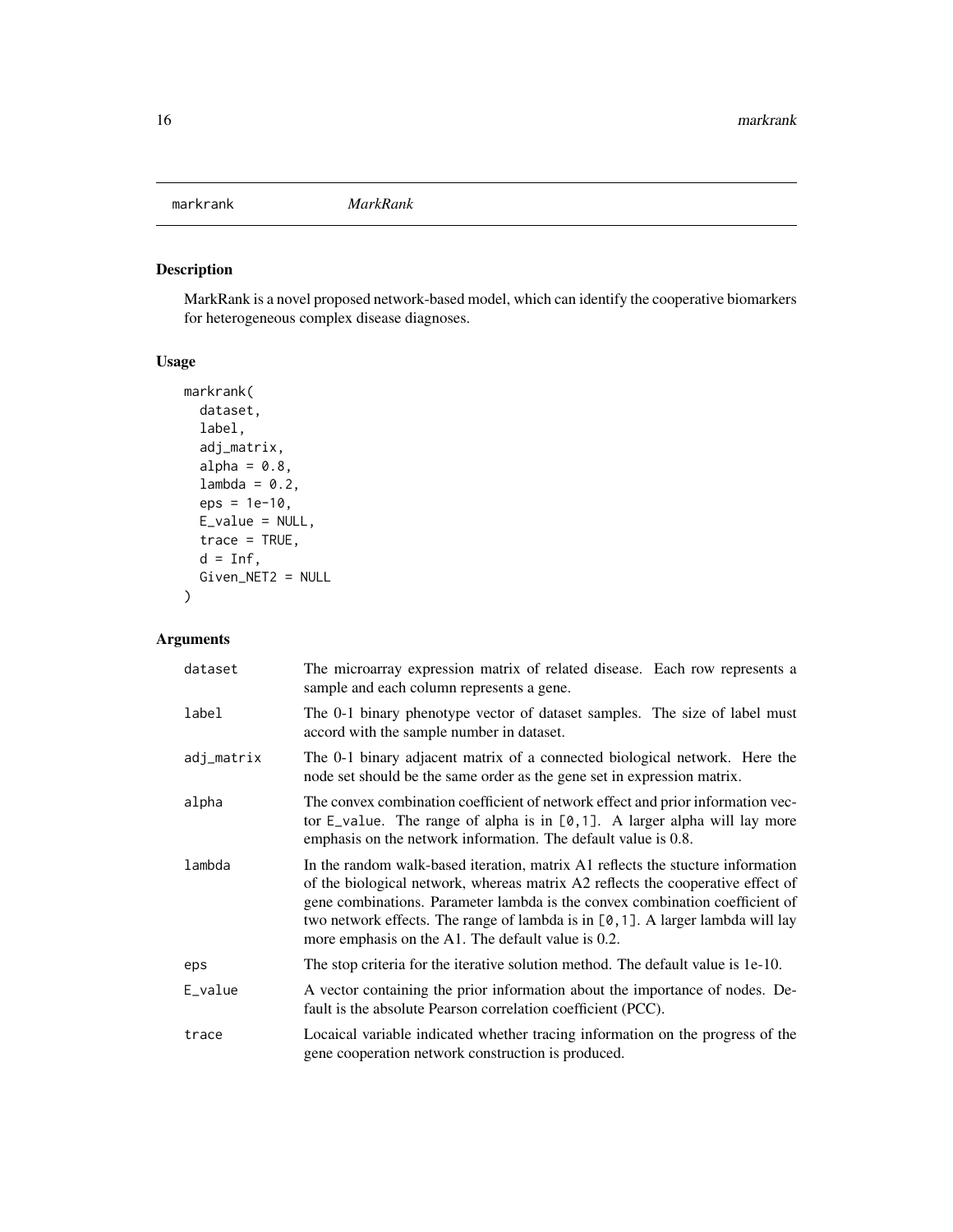markrank *MarkRank*

## Description

MarkRank is a novel proposed network-based model, which can identify the cooperative biomarkers for heterogeneous complex disease diagnoses.

## Usage

```
markrank(
  dataset,
  label,
  adj_matrix,
  alpha = 0.8,
  lambda = 0.2,
  eps = 1e-10,
  E_value = NULL,
  trace = TRUE,
  d = Inf,
  Given_NET2 = NULL
)
```

## Arguments

| | |
|---|---|
| dataset | The microarray expression matrix of related disease. Each row represents a sample and each column represents a gene. |
| label | The 0-1 binary phenotype vector of dataset samples. The size of label must accord with the sample number in dataset. |
| adj_matrix | The 0-1 binary adjacent matrix of a connected biological network. Here the node set should be the same order as the gene set in expression matrix. |
| alpha | The convex combination coefficient of network effect and prior information vector `E_value`. The range of alpha is in `[0,1]`. A larger alpha will lay more emphasis on the network information. The default value is 0.8. |
| lambda | In the random walk-based iteration, matrix A1 reflects the stucture information of the biological network, whereas matrix A2 reflects the cooperative effect of gene combinations. Parameter lambda is the convex combination coefficient of two network effects. The range of lambda is in `[0,1]`. A larger lambda will lay more emphasis on the A1. The default value is 0.2. |
| eps | The stop criteria for the iterative solution method. The default value is 1e-10. |
| E_value | A vector containing the prior information about the importance of nodes. Default is the absolute Pearson correlation coefficient (PCC). |
| trace | Locaical variable indicated whether tracing information on the progress of the gene cooperation network construction is produced. |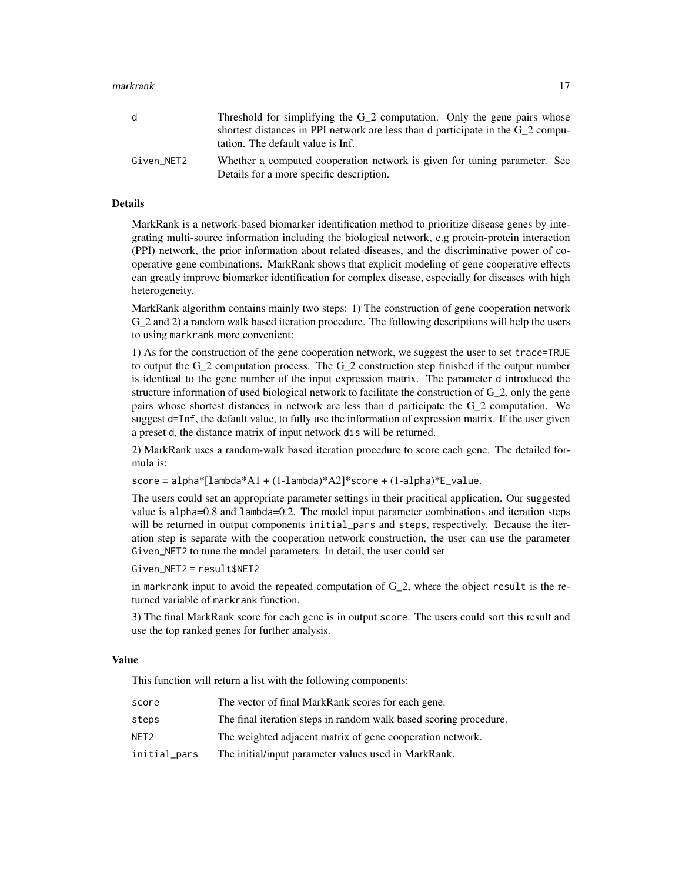| | |
|---|---|
| d | Threshold for simplifying the G_2 computation. Only the gene pairs whose shortest distances in PPI network are less than d participate in the G_2 computation. The default value is Inf. |
| Given_NET2 | Whether a computed cooperation network is given for tuning parameter. See Details for a more specific description. |

### Details

MarkRank is a network-based biomarker identification method to prioritize disease genes by integrating multi-source information including the biological network, e.g protein-protein interaction (PPI) network, the prior information about related diseases, and the discriminative power of cooperative gene combinations. MarkRank shows that explicit modeling of gene cooperative effects can greatly improve biomarker identification for complex disease, especially for diseases with high heterogeneity.

MarkRank algorithm contains mainly two steps: 1) The construction of gene cooperation network G_2 and 2) a random walk based iteration procedure. The following descriptions will help the users to using `markrank` more convenient:

1) As for the construction of the gene cooperation network, we suggest the user to set `trace=TRUE` to output the G_2 computation process. The G_2 construction step finished if the output number is identical to the gene number of the input expression matrix. The parameter `d` introduced the structure information of used biological network to facilitate the construction of G_2, only the gene pairs whose shortest distances in network are less than d participate the G_2 computation. We suggest `d=Inf`, the default value, to fully use the information of expression matrix. If the user given a preset `d`, the distance matrix of input network `dis` will be returned.

2) MarkRank uses a random-walk based iteration procedure to score each gene. The detailed formula is:

`score = alpha*[lambda*A1 + (1-lambda)*A2]*score + (1-alpha)*E_value`.

The users could set an appropriate parameter settings in their practical application. Our suggested value is `alpha=0.8` and `lambda=0.2`. The model input parameter combinations and iteration steps will be returned in output components `initial_pars` and `steps`, respectively. Because the iteration step is separate with the cooperation network construction, the user can use the parameter `Given_NET2` to tune the model parameters. In detail, the user could set

`Given_NET2 = result$NET2`

in `markrank` input to avoid the repeated computation of G_2, where the object `result` is the returned variable of `markrank` function.

3) The final MarkRank score for each gene is in output `score`. The users could sort this result and use the top ranked genes for further analysis.

### Value

This function will return a list with the following components:

| | |
|---|---|
| score | The vector of final MarkRank scores for each gene. |
| steps | The final iteration steps in random walk based scoring procedure. |
| NET2 | The weighted adjacent matrix of gene cooperation network. |
| initial_pars | The initial/input parameter values used in MarkRank. |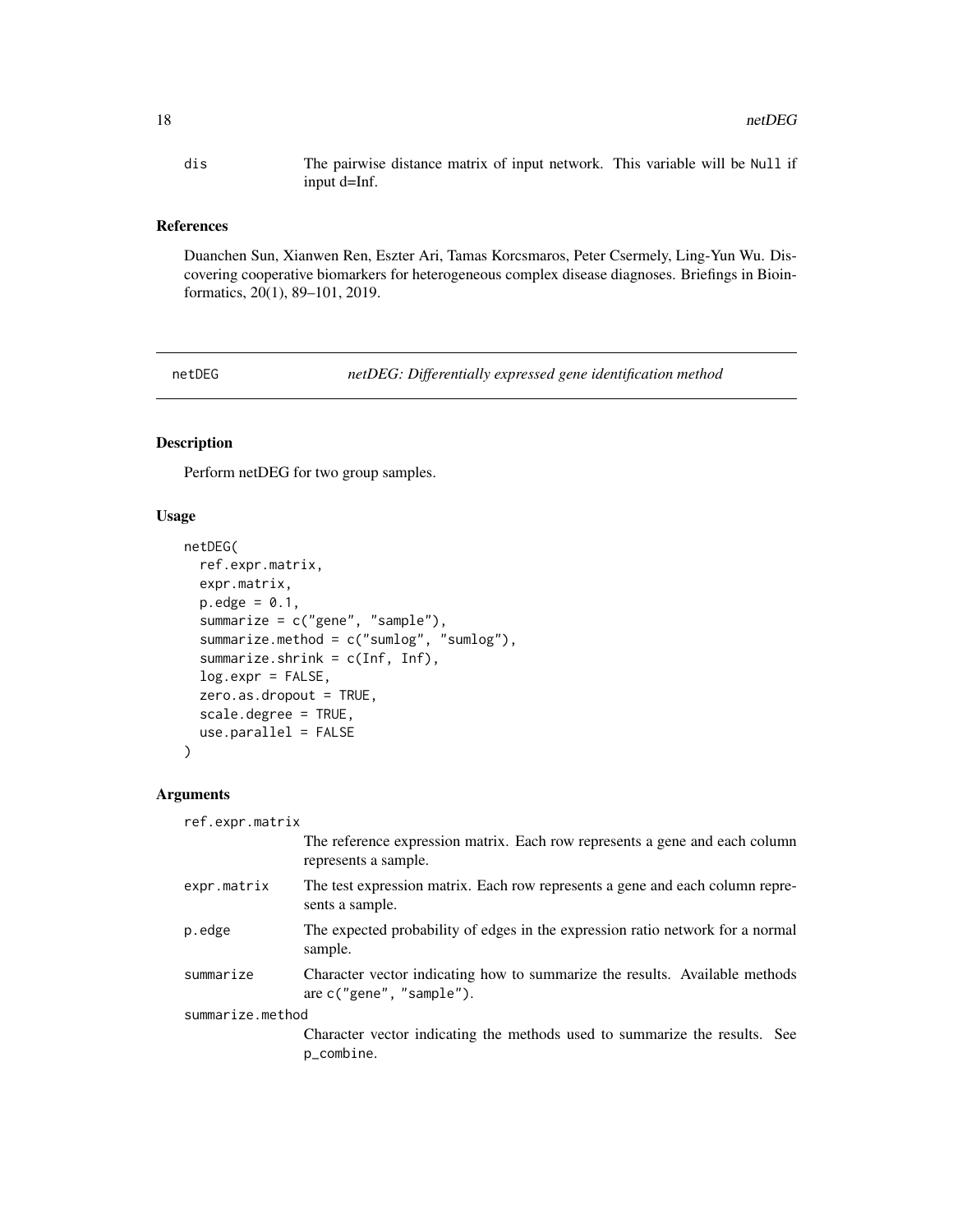dis The pairwise distance matrix of input network. This variable will be Null if input d=Inf.

### References

Duanchen Sun, Xianwen Ren, Eszter Ari, Tamas Korcsmaros, Peter Csermely, Ling-Yun Wu. Discovering cooperative biomarkers for heterogeneous complex disease diagnoses. Briefings in Bioinformatics, 20(1), 89–101, 2019.

---

## netDEG — *netDEG: Differentially expressed gene identification method*

### Description

Perform netDEG for two group samples.

### Usage

```
netDEG(
  ref.expr.matrix,
  expr.matrix,
  p.edge = 0.1,
  summarize = c("gene", "sample"),
  summarize.method = c("sumlog", "sumlog"),
  summarize.shrink = c(Inf, Inf),
  log.expr = FALSE,
  zero.as.dropout = TRUE,
  scale.degree = TRUE,
  use.parallel = FALSE
)
```

### Arguments

ref.expr.matrix
: The reference expression matrix. Each row represents a gene and each column represents a sample.

expr.matrix
: The test expression matrix. Each row represents a gene and each column represents a sample.

p.edge
: The expected probability of edges in the expression ratio network for a normal sample.

summarize
: Character vector indicating how to summarize the results. Available methods are c("gene", "sample").

summarize.method
: Character vector indicating the methods used to summarize the results. See p_combine.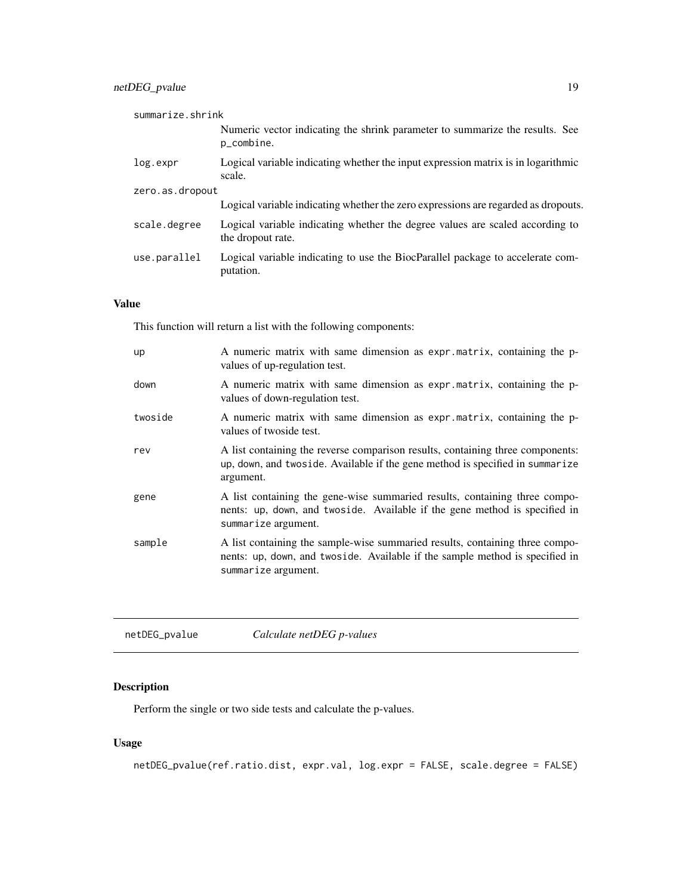summarize.shrink
: Numeric vector indicating the shrink parameter to summarize the results. See `p_combine`.

log.expr
: Logical variable indicating whether the input expression matrix is in logarithmic scale.

zero.as.dropout
: Logical variable indicating whether the zero expressions are regarded as dropouts.

scale.degree
: Logical variable indicating whether the degree values are scaled according to the dropout rate.

use.parallel
: Logical variable indicating to use the BiocParallel package to accelerate computation.

### Value

This function will return a list with the following components:

up
: A numeric matrix with same dimension as `expr.matrix`, containing the p-values of up-regulation test.

down
: A numeric matrix with same dimension as `expr.matrix`, containing the p-values of down-regulation test.

twoside
: A numeric matrix with same dimension as `expr.matrix`, containing the p-values of twoside test.

rev
: A list containing the reverse comparison results, containing three components: `up`, `down`, and `twoside`. Available if the gene method is specified in `summarize` argument.

gene
: A list containing the gene-wise summaried results, containing three components: `up`, `down`, and `twoside`. Available if the gene method is specified in `summarize` argument.

sample
: A list containing the sample-wise summaried results, containing three components: `up`, `down`, and `twoside`. Available if the sample method is specified in `summarize` argument.

---

## netDEG_pvalue    *Calculate netDEG p-values*

### Description

Perform the single or two side tests and calculate the p-values.

### Usage

```
netDEG_pvalue(ref.ratio.dist, expr.val, log.expr = FALSE, scale.degree = FALSE)
```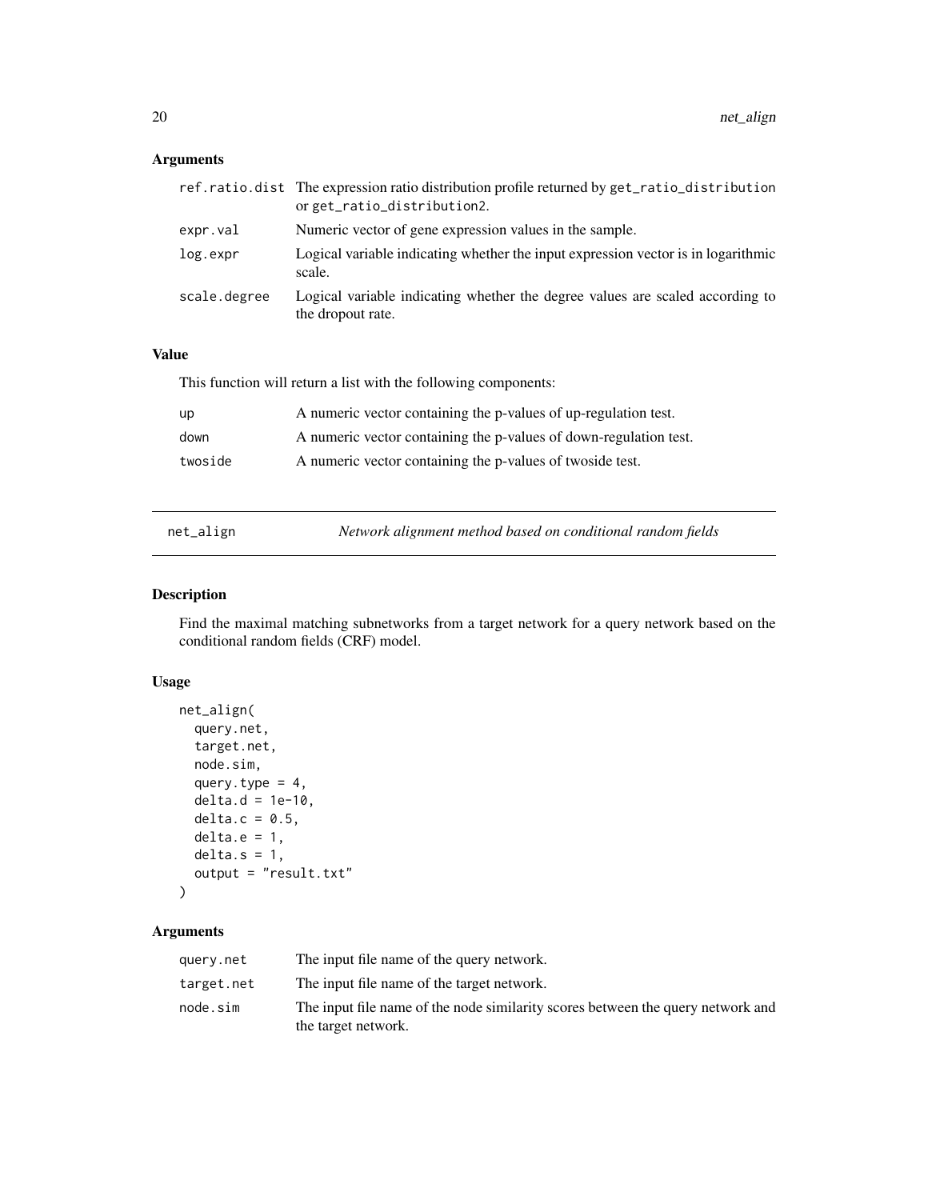## Arguments

| | |
|---|---|
| `ref.ratio.dist` | The expression ratio distribution profile returned by `get_ratio_distribution` or `get_ratio_distribution2`. |
| `expr.val` | Numeric vector of gene expression values in the sample. |
| `log.expr` | Logical variable indicating whether the input expression vector is in logarithmic scale. |
| `scale.degree` | Logical variable indicating whether the degree values are scaled according to the dropout rate. |

## Value

This function will return a list with the following components:

| | |
|---|---|
| `up` | A numeric vector containing the p-values of up-regulation test. |
| `down` | A numeric vector containing the p-values of down-regulation test. |
| `twoside` | A numeric vector containing the p-values of twoside test. |

---

# `net_align` — *Network alignment method based on conditional random fields*

---

## Description

Find the maximal matching subnetworks from a target network for a query network based on the conditional random fields (CRF) model.

## Usage

```
net_align(
  query.net,
  target.net,
  node.sim,
  query.type = 4,
  delta.d = 1e-10,
  delta.c = 0.5,
  delta.e = 1,
  delta.s = 1,
  output = "result.txt"
)
```

## Arguments

| | |
|---|---|
| `query.net` | The input file name of the query network. |
| `target.net` | The input file name of the target network. |
| `node.sim` | The input file name of the node similarity scores between the query network and the target network. |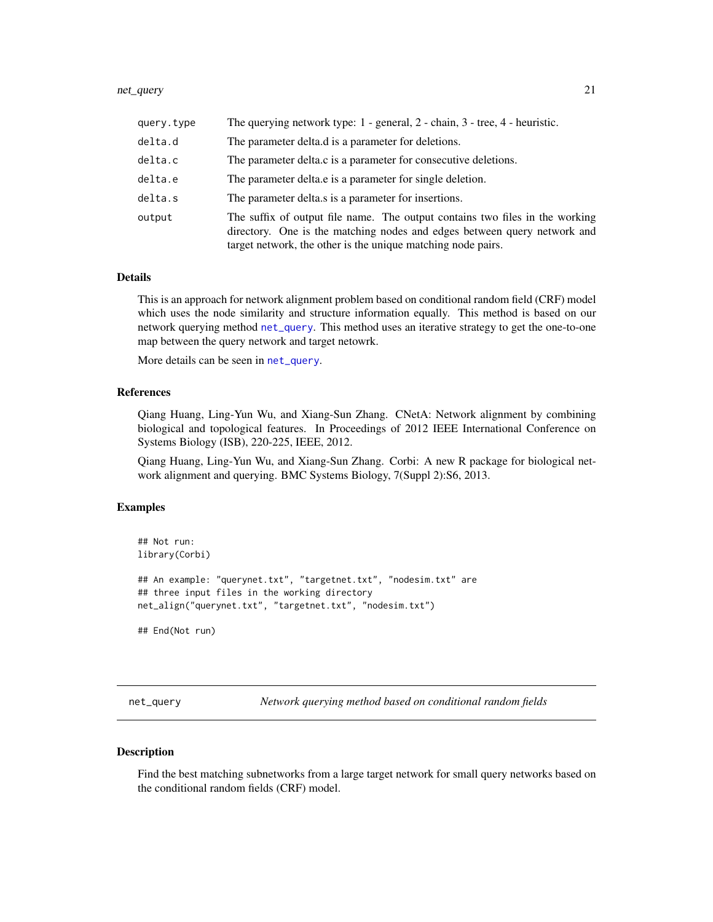| | |
|---|---|
| query.type | The querying network type: 1 - general, 2 - chain, 3 - tree, 4 - heuristic. |
| delta.d | The parameter delta.d is a parameter for deletions. |
| delta.c | The parameter delta.c is a parameter for consecutive deletions. |
| delta.e | The parameter delta.e is a parameter for single deletion. |
| delta.s | The parameter delta.s is a parameter for insertions. |
| output | The suffix of output file name. The output contains two files in the working directory. One is the matching nodes and edges between query network and target network, the other is the unique matching node pairs. |

### Details

This is an approach for network alignment problem based on conditional random field (CRF) model which uses the node similarity and structure information equally. This method is based on our network querying method net_query. This method uses an iterative strategy to get the one-to-one map between the query network and target netowrk.

More details can be seen in net_query.

### References

Qiang Huang, Ling-Yun Wu, and Xiang-Sun Zhang. CNetA: Network alignment by combining biological and topological features. In Proceedings of 2012 IEEE International Conference on Systems Biology (ISB), 220-225, IEEE, 2012.

Qiang Huang, Ling-Yun Wu, and Xiang-Sun Zhang. Corbi: A new R package for biological network alignment and querying. BMC Systems Biology, 7(Suppl 2):S6, 2013.

### Examples

```
## Not run:
library(Corbi)

## An example: "querynet.txt", "targetnet.txt", "nodesim.txt" are
## three input files in the working directory
net_align("querynet.txt", "targetnet.txt", "nodesim.txt")

## End(Not run)
```

---

## net_query — *Network querying method based on conditional random fields*

### Description

Find the best matching subnetworks from a large target network for small query networks based on the conditional random fields (CRF) model.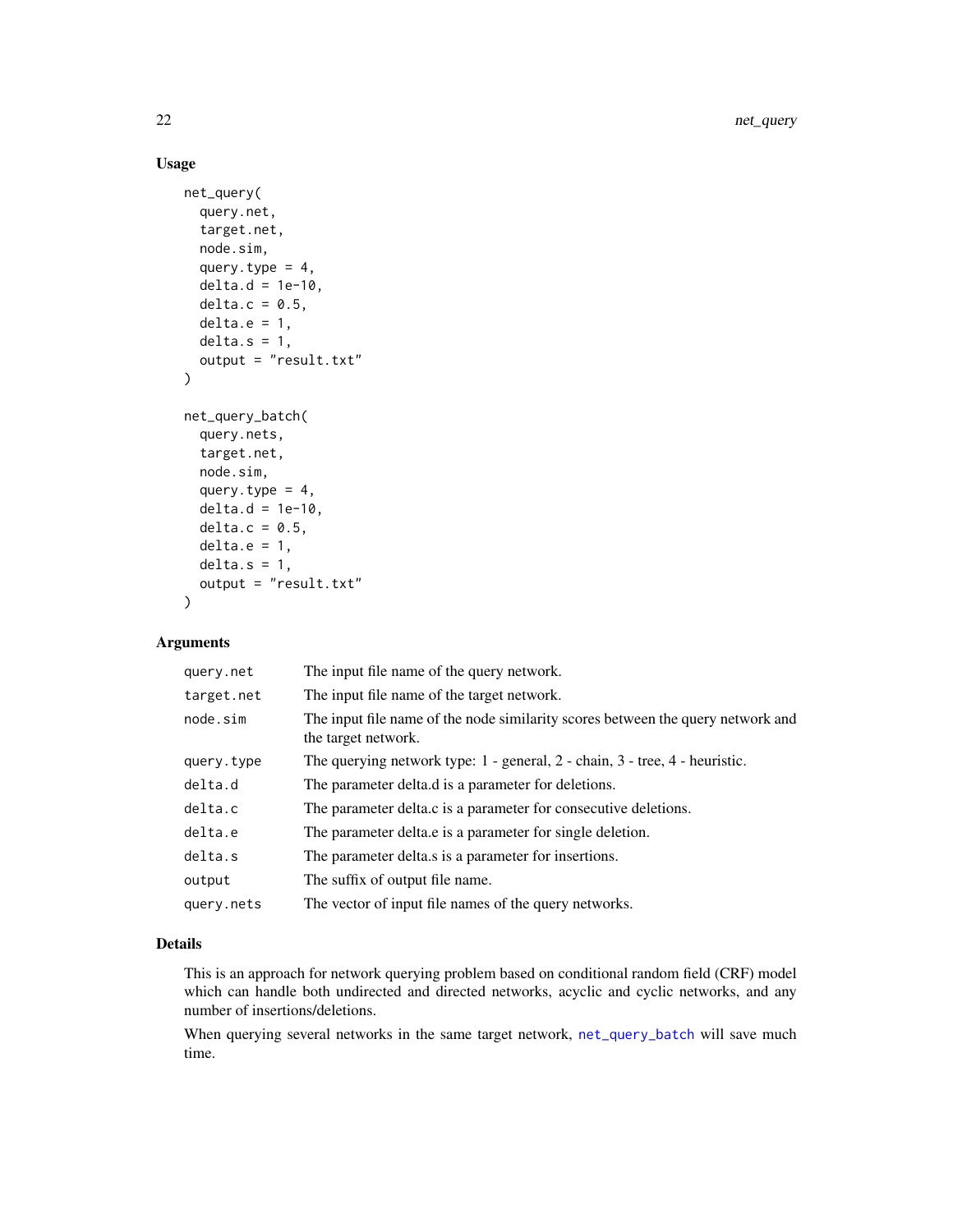## Usage

```
net_query(
  query.net,
  target.net,
  node.sim,
  query.type = 4,
  delta.d = 1e-10,
  delta.c = 0.5,
  delta.e = 1,
  delta.s = 1,
  output = "result.txt"
)

net_query_batch(
  query.nets,
  target.net,
  node.sim,
  query.type = 4,
  delta.d = 1e-10,
  delta.c = 0.5,
  delta.e = 1,
  delta.s = 1,
  output = "result.txt"
)
```

## Arguments

| | |
|---|---|
| `query.net` | The input file name of the query network. |
| `target.net` | The input file name of the target network. |
| `node.sim` | The input file name of the node similarity scores between the query network and the target network. |
| `query.type` | The querying network type: 1 - general, 2 - chain, 3 - tree, 4 - heuristic. |
| `delta.d` | The parameter delta.d is a parameter for deletions. |
| `delta.c` | The parameter delta.c is a parameter for consecutive deletions. |
| `delta.e` | The parameter delta.e is a parameter for single deletion. |
| `delta.s` | The parameter delta.s is a parameter for insertions. |
| `output` | The suffix of output file name. |
| `query.nets` | The vector of input file names of the query networks. |

## Details

This is an approach for network querying problem based on conditional random field (CRF) model which can handle both undirected and directed networks, acyclic and cyclic networks, and any number of insertions/deletions.

When querying several networks in the same target network, `net_query_batch` will save much time.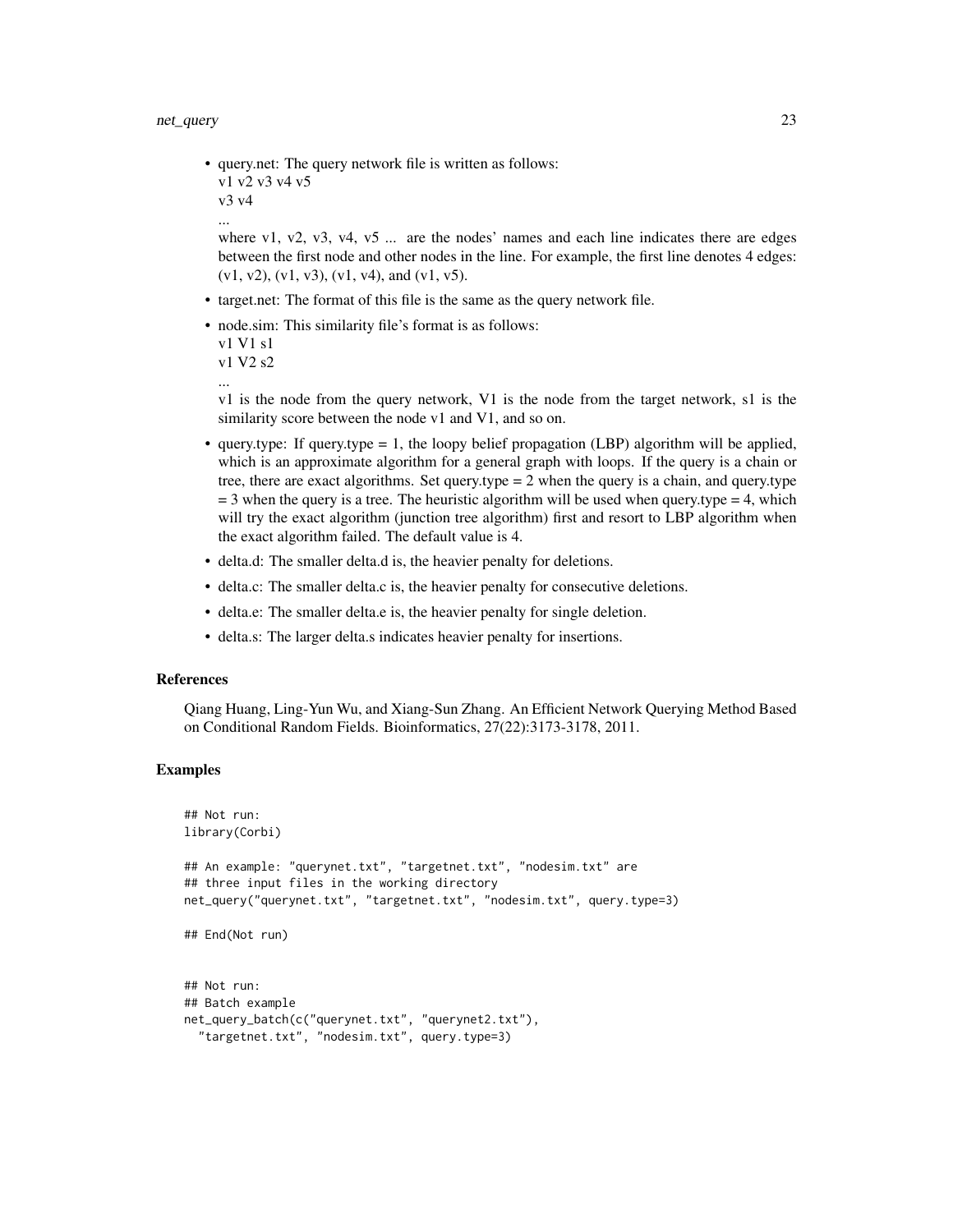- query.net: The query network file is written as follows:
  v1 v2 v3 v4 v5
  v3 v4
  ...
  where v1, v2, v3, v4, v5 ... are the nodes' names and each line indicates there are edges between the first node and other nodes in the line. For example, the first line denotes 4 edges: (v1, v2), (v1, v3), (v1, v4), and (v1, v5).
- target.net: The format of this file is the same as the query network file.
- node.sim: This similarity file's format is as follows:
  v1 V1 s1
  v1 V2 s2
  ...
  v1 is the node from the query network, V1 is the node from the target network, s1 is the similarity score between the node v1 and V1, and so on.
- query.type: If query.type = 1, the loopy belief propagation (LBP) algorithm will be applied, which is an approximate algorithm for a general graph with loops. If the query is a chain or tree, there are exact algorithms. Set query.type = 2 when the query is a chain, and query.type = 3 when the query is a tree. The heuristic algorithm will be used when query.type = 4, which will try the exact algorithm (junction tree algorithm) first and resort to LBP algorithm when the exact algorithm failed. The default value is 4.
- delta.d: The smaller delta.d is, the heavier penalty for deletions.
- delta.c: The smaller delta.c is, the heavier penalty for consecutive deletions.
- delta.e: The smaller delta.e is, the heavier penalty for single deletion.
- delta.s: The larger delta.s indicates heavier penalty for insertions.

### References

Qiang Huang, Ling-Yun Wu, and Xiang-Sun Zhang. An Efficient Network Querying Method Based on Conditional Random Fields. Bioinformatics, 27(22):3173-3178, 2011.

### Examples

```
## Not run:
library(Corbi)

## An example: "querynet.txt", "targetnet.txt", "nodesim.txt" are
## three input files in the working directory
net_query("querynet.txt", "targetnet.txt", "nodesim.txt", query.type=3)

## End(Not run)


## Not run:
## Batch example
net_query_batch(c("querynet.txt", "querynet2.txt"),
  "targetnet.txt", "nodesim.txt", query.type=3)
```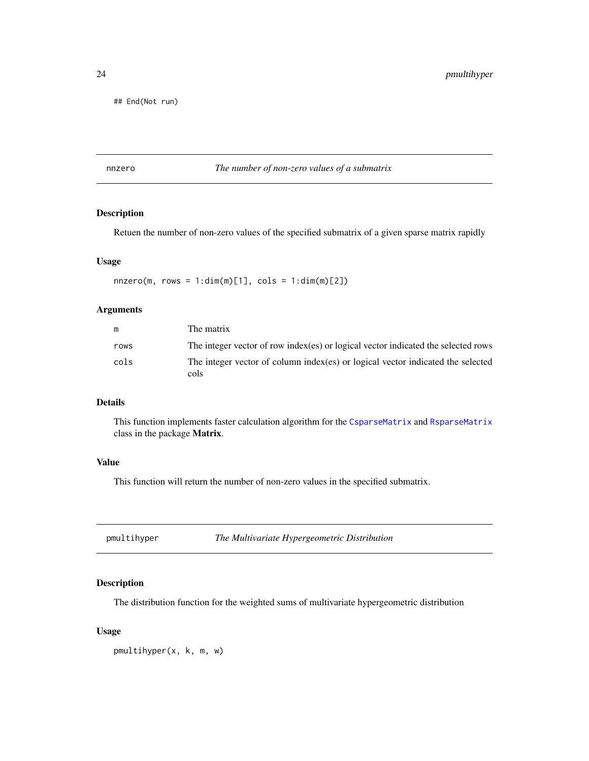```
## End(Not run)
```

## nnzero — *The number of non-zero values of a submatrix*

### Description

Retuen the number of non-zero values of the specified submatrix of a given sparse matrix rapidly

### Usage

```
nnzero(m, rows = 1:dim(m)[1], cols = 1:dim(m)[2])
```

### Arguments

| | |
|---|---|
| m | The matrix |
| rows | The integer vector of row index(es) or logical vector indicated the selected rows |
| cols | The integer vector of column index(es) or logical vector indicated the selected cols |

### Details

This function implements faster calculation algorithm for the `CsparseMatrix` and `RsparseMatrix` class in the package **Matrix**.

### Value

This function will return the number of non-zero values in the specified submatrix.

## pmultihyper — *The Multivariate Hypergeometric Distribution*

### Description

The distribution function for the weighted sums of multivariate hypergeometric distribution

### Usage

```
pmultihyper(x, k, m, w)
```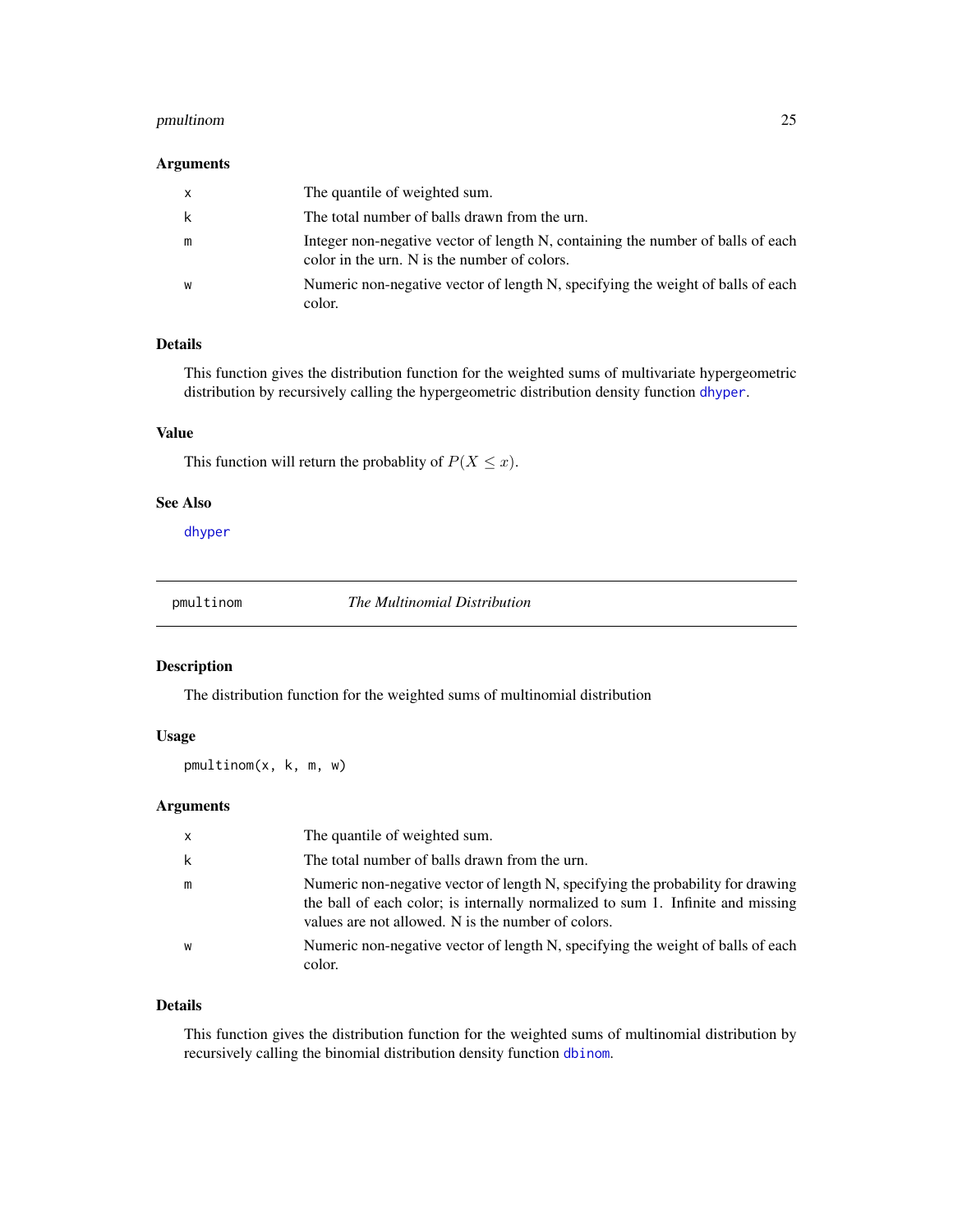### Arguments

| | |
|---|---|
| x | The quantile of weighted sum. |
| k | The total number of balls drawn from the urn. |
| m | Integer non-negative vector of length N, containing the number of balls of each color in the urn. N is the number of colors. |
| w | Numeric non-negative vector of length N, specifying the weight of balls of each color. |

### Details

This function gives the distribution function for the weighted sums of multivariate hypergeometric distribution by recursively calling the hypergeometric distribution density function `dhyper`.

### Value

This function will return the probablity of $P(X \leq x)$.

### See Also

`dhyper`

---

## pmultinom — *The Multinomial Distribution*

### Description

The distribution function for the weighted sums of multinomial distribution

### Usage

```
pmultinom(x, k, m, w)
```

### Arguments

| | |
|---|---|
| x | The quantile of weighted sum. |
| k | The total number of balls drawn from the urn. |
| m | Numeric non-negative vector of length N, specifying the probability for drawing the ball of each color; is internally normalized to sum 1. Infinite and missing values are not allowed. N is the number of colors. |
| w | Numeric non-negative vector of length N, specifying the weight of balls of each color. |

### Details

This function gives the distribution function for the weighted sums of multinomial distribution by recursively calling the binomial distribution density function `dbinom`.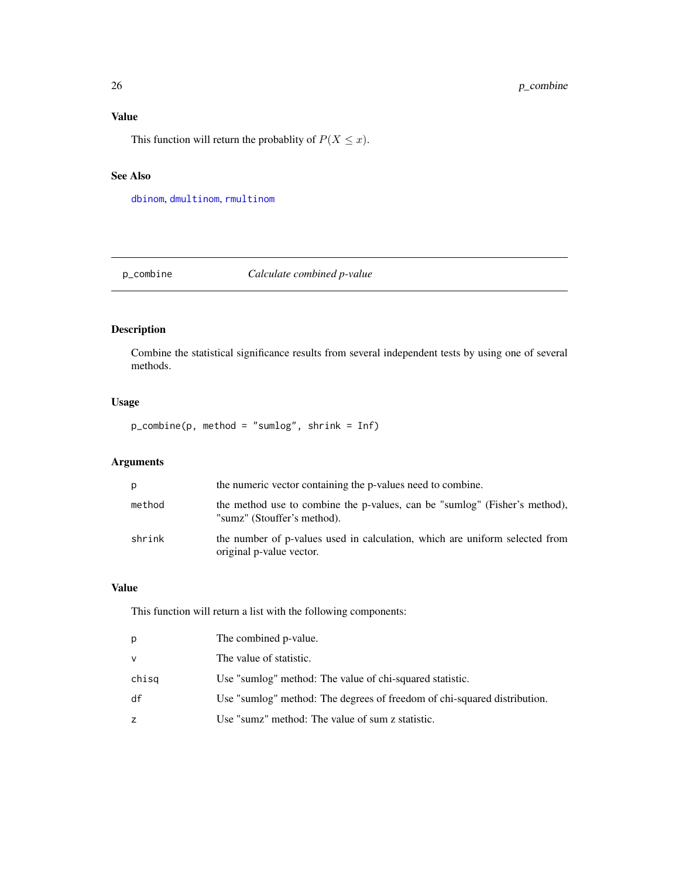## Value

This function will return the probablity of $P(X \leq x)$.

## See Also

dbinom, dmultinom, rmultinom

---

# p_combine *Calculate combined p-value*

---

## Description

Combine the statistical significance results from several independent tests by using one of several methods.

## Usage

```
p_combine(p, method = "sumlog", shrink = Inf)
```

## Arguments

| | |
|---|---|
| p | the numeric vector containing the p-values need to combine. |
| method | the method use to combine the p-values, can be "sumlog" (Fisher's method), "sumz" (Stouffer's method). |
| shrink | the number of p-values used in calculation, which are uniform selected from original p-value vector. |

## Value

This function will return a list with the following components:

| | |
|---|---|
| p | The combined p-value. |
| v | The value of statistic. |
| chisq | Use "sumlog" method: The value of chi-squared statistic. |
| df | Use "sumlog" method: The degrees of freedom of chi-squared distribution. |
| z | Use "sumz" method: The value of sum z statistic. |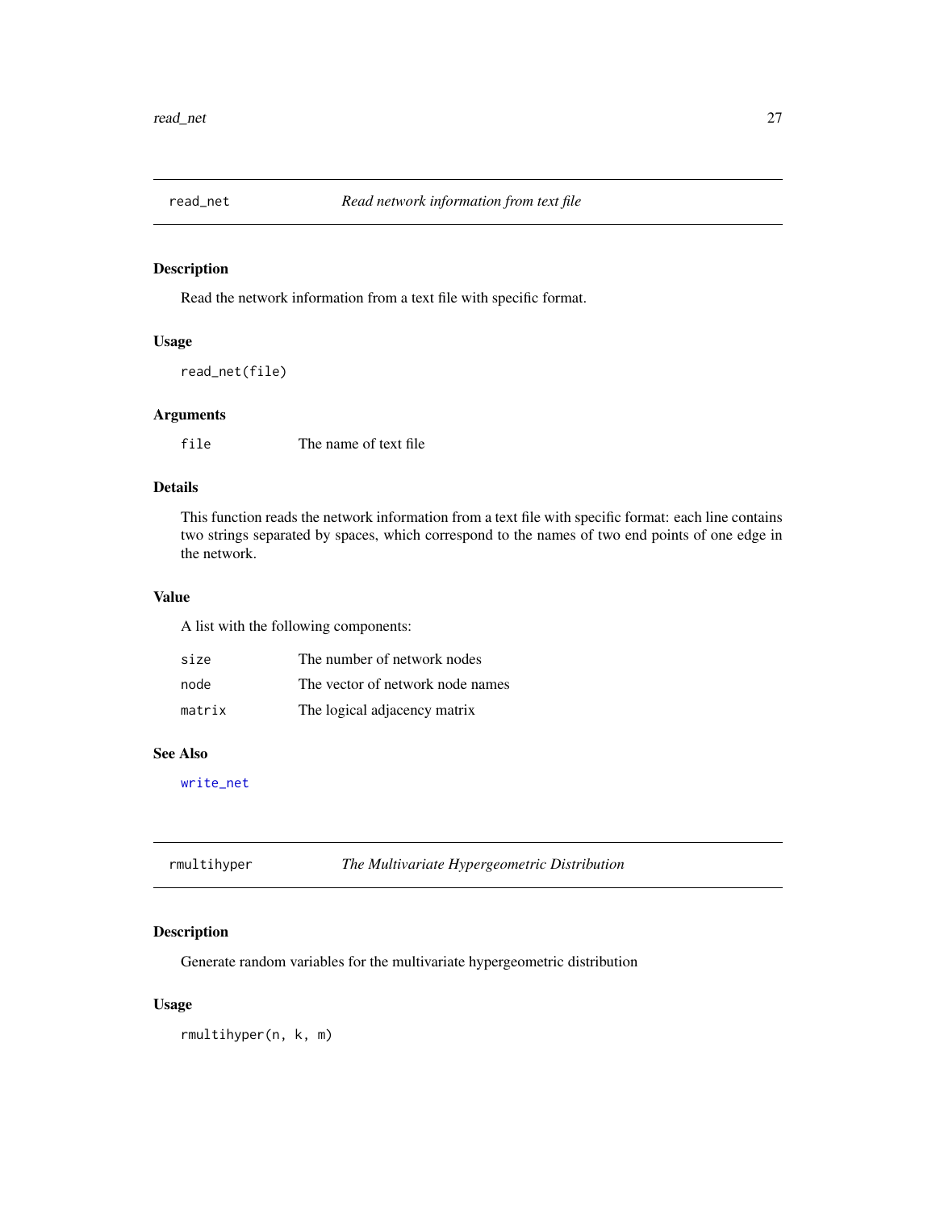## read_net — *Read network information from text file*

### Description

Read the network information from a text file with specific format.

### Usage

```
read_net(file)
```

### Arguments

| | |
|---|---|
| `file` | The name of text file |

### Details

This function reads the network information from a text file with specific format: each line contains two strings separated by spaces, which correspond to the names of two end points of one edge in the network.

### Value

A list with the following components:

| | |
|---|---|
| `size` | The number of network nodes |
| `node` | The vector of network node names |
| `matrix` | The logical adjacency matrix |

### See Also

`write_net`

## rmultihyper — *The Multivariate Hypergeometric Distribution*

### Description

Generate random variables for the multivariate hypergeometric distribution

### Usage

```
rmultihyper(n, k, m)
```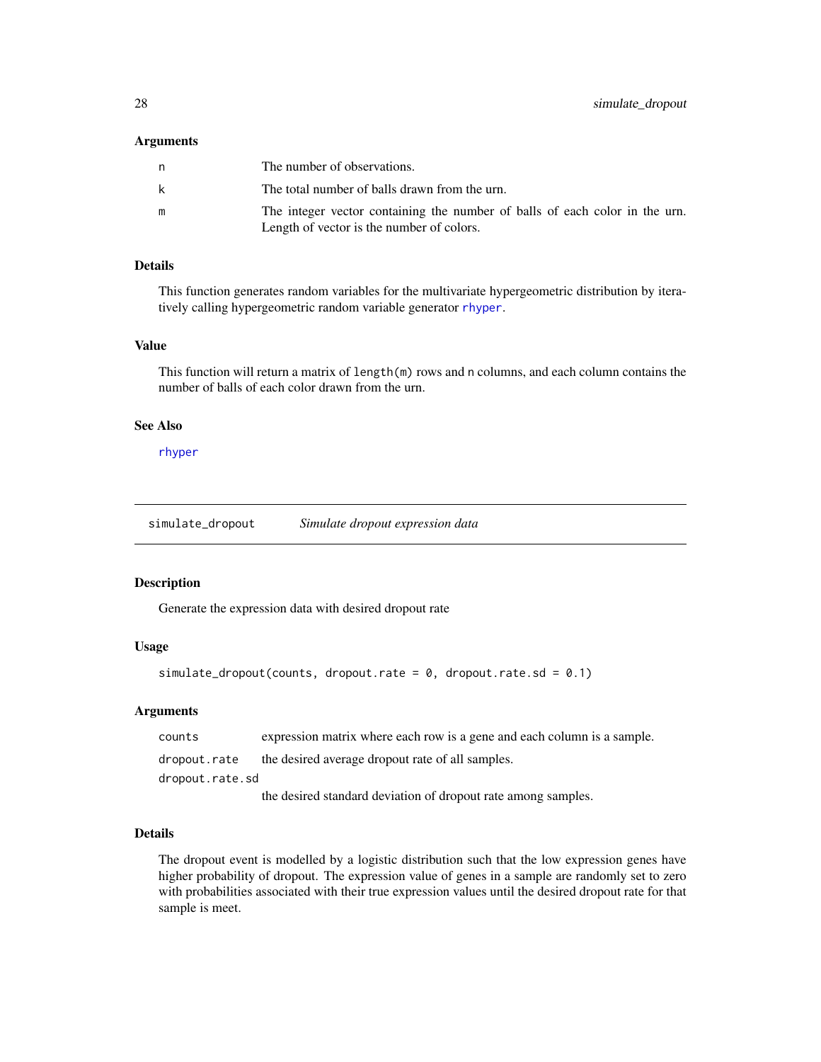### Arguments

| | |
|---|---|
| n | The number of observations. |
| k | The total number of balls drawn from the urn. |
| m | The integer vector containing the number of balls of each color in the urn. Length of vector is the number of colors. |

### Details

This function generates random variables for the multivariate hypergeometric distribution by iteratively calling hypergeometric random variable generator rhyper.

### Value

This function will return a matrix of `length(m)` rows and `n` columns, and each column contains the number of balls of each color drawn from the urn.

### See Also

rhyper

---

## simulate_dropout *Simulate dropout expression data*

### Description

Generate the expression data with desired dropout rate

### Usage

```
simulate_dropout(counts, dropout.rate = 0, dropout.rate.sd = 0.1)
```

### Arguments

| | |
|---|---|
| counts | expression matrix where each row is a gene and each column is a sample. |
| dropout.rate | the desired average dropout rate of all samples. |
| dropout.rate.sd | the desired standard deviation of dropout rate among samples. |

### Details

The dropout event is modelled by a logistic distribution such that the low expression genes have higher probability of dropout. The expression value of genes in a sample are randomly set to zero with probabilities associated with their true expression values until the desired dropout rate for that sample is meet.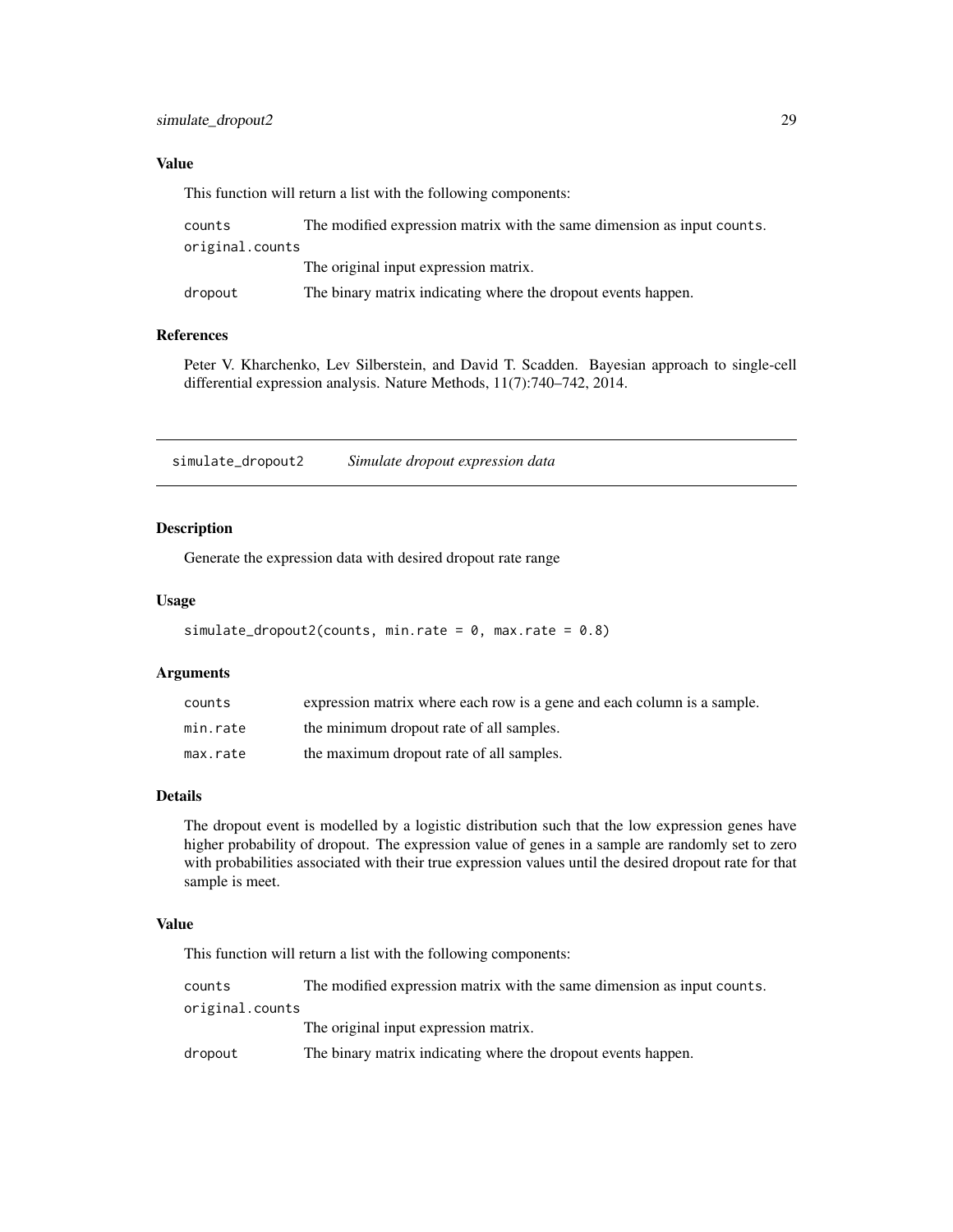### Value

This function will return a list with the following components:

| | |
|---|---|
| counts | The modified expression matrix with the same dimension as input counts. |
| original.counts | The original input expression matrix. |
| dropout | The binary matrix indicating where the dropout events happen. |

### References

Peter V. Kharchenko, Lev Silberstein, and David T. Scadden. Bayesian approach to single-cell differential expression analysis. Nature Methods, 11(7):740–742, 2014.

---

## simulate_dropout2 — *Simulate dropout expression data*

### Description

Generate the expression data with desired dropout rate range

### Usage

```
simulate_dropout2(counts, min.rate = 0, max.rate = 0.8)
```

### Arguments

| | |
|---|---|
| counts | expression matrix where each row is a gene and each column is a sample. |
| min.rate | the minimum dropout rate of all samples. |
| max.rate | the maximum dropout rate of all samples. |

### Details

The dropout event is modelled by a logistic distribution such that the low expression genes have higher probability of dropout. The expression value of genes in a sample are randomly set to zero with probabilities associated with their true expression values until the desired dropout rate for that sample is meet.

### Value

This function will return a list with the following components:

| | |
|---|---|
| counts | The modified expression matrix with the same dimension as input counts. |
| original.counts | The original input expression matrix. |
| dropout | The binary matrix indicating where the dropout events happen. |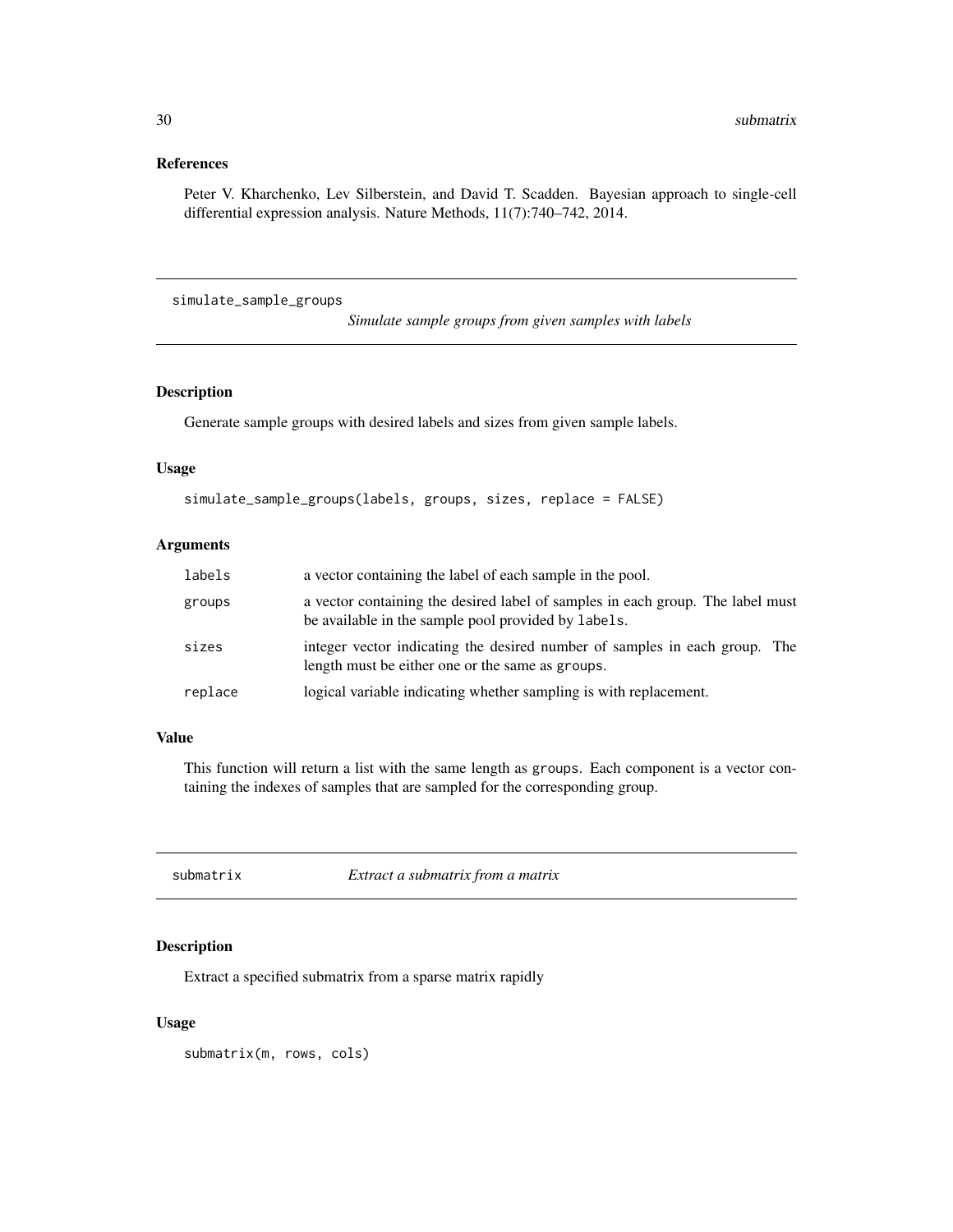### References

Peter V. Kharchenko, Lev Silberstein, and David T. Scadden. Bayesian approach to single-cell differential expression analysis. Nature Methods, 11(7):740–742, 2014.

## simulate_sample_groups — *Simulate sample groups from given samples with labels*

### Description

Generate sample groups with desired labels and sizes from given sample labels.

### Usage

```
simulate_sample_groups(labels, groups, sizes, replace = FALSE)
```

### Arguments

| | |
|---|---|
| `labels` | a vector containing the label of each sample in the pool. |
| `groups` | a vector containing the desired label of samples in each group. The label must be available in the sample pool provided by `labels`. |
| `sizes` | integer vector indicating the desired number of samples in each group. The length must be either one or the same as `groups`. |
| `replace` | logical variable indicating whether sampling is with replacement. |

### Value

This function will return a list with the same length as `groups`. Each component is a vector containing the indexes of samples that are sampled for the corresponding group.

## submatrix — *Extract a submatrix from a matrix*

### Description

Extract a specified submatrix from a sparse matrix rapidly

### Usage

```
submatrix(m, rows, cols)
```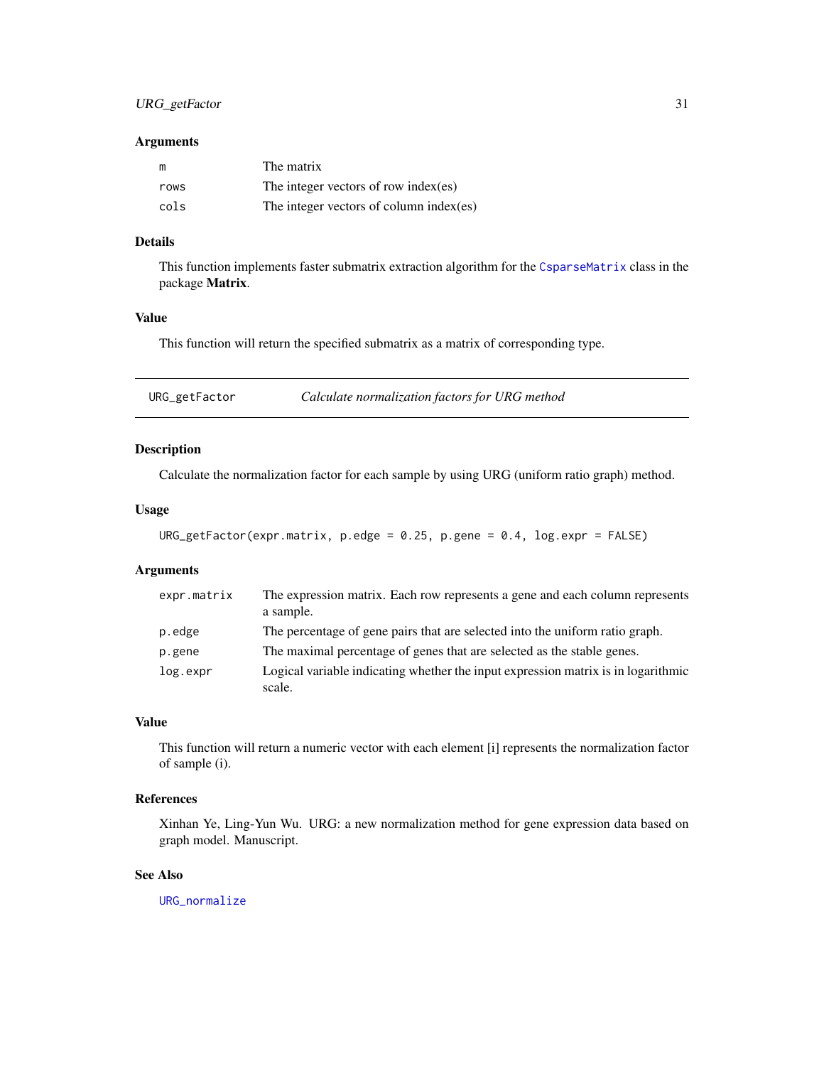### Arguments

| | |
|---|---|
| m | The matrix |
| rows | The integer vectors of row index(es) |
| cols | The integer vectors of column index(es) |

### Details

This function implements faster submatrix extraction algorithm for the CsparseMatrix class in the package **Matrix**.

### Value

This function will return the specified submatrix as a matrix of corresponding type.

---

## URG_getFactor — *Calculate normalization factors for URG method*

### Description

Calculate the normalization factor for each sample by using URG (uniform ratio graph) method.

### Usage

```
URG_getFactor(expr.matrix, p.edge = 0.25, p.gene = 0.4, log.expr = FALSE)
```

### Arguments

| | |
|---|---|
| expr.matrix | The expression matrix. Each row represents a gene and each column represents a sample. |
| p.edge | The percentage of gene pairs that are selected into the uniform ratio graph. |
| p.gene | The maximal percentage of genes that are selected as the stable genes. |
| log.expr | Logical variable indicating whether the input expression matrix is in logarithmic scale. |

### Value

This function will return a numeric vector with each element [i] represents the normalization factor of sample (i).

### References

Xinhan Ye, Ling-Yun Wu. URG: a new normalization method for gene expression data based on graph model. Manuscript.

### See Also

URG_normalize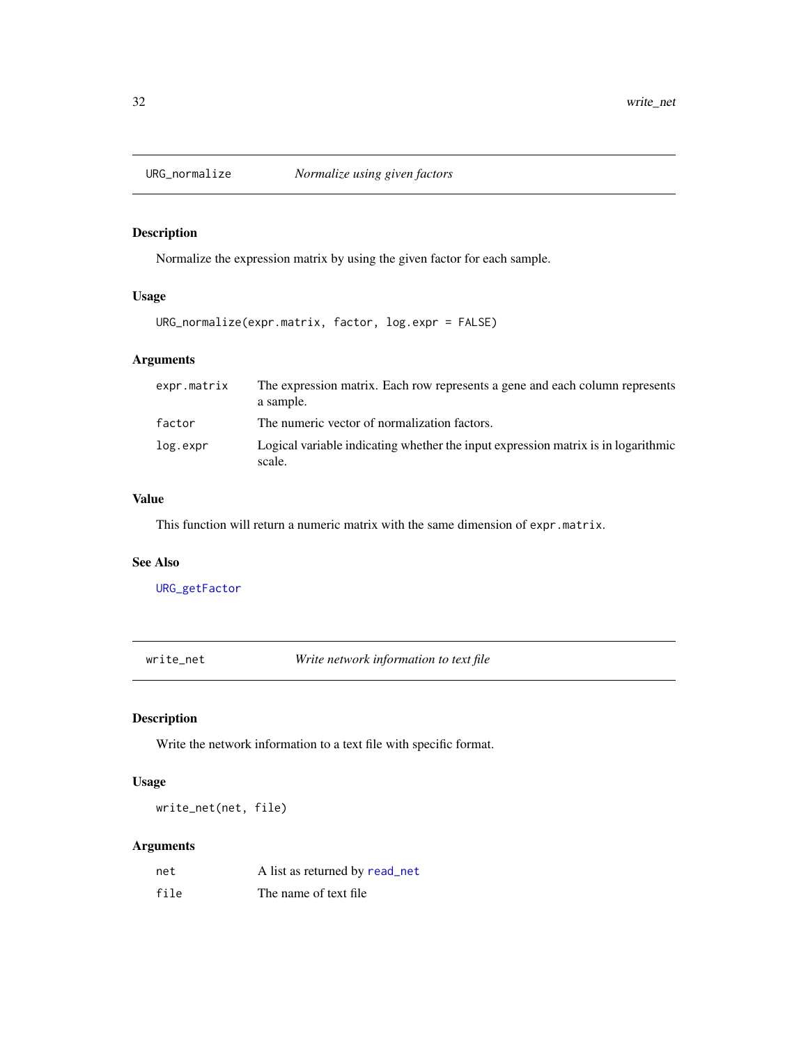## URG_normalize *Normalize using given factors*

### Description

Normalize the expression matrix by using the given factor for each sample.

### Usage

```
URG_normalize(expr.matrix, factor, log.expr = FALSE)
```

### Arguments

| | |
|---|---|
| expr.matrix | The expression matrix. Each row represents a gene and each column represents a sample. |
| factor | The numeric vector of normalization factors. |
| log.expr | Logical variable indicating whether the input expression matrix is in logarithmic scale. |

### Value

This function will return a numeric matrix with the same dimension of `expr.matrix`.

### See Also

`URG_getFactor`

## write_net *Write network information to text file*

### Description

Write the network information to a text file with specific format.

### Usage

```
write_net(net, file)
```

### Arguments

| | |
|---|---|
| net | A list as returned by `read_net` |
| file | The name of text file |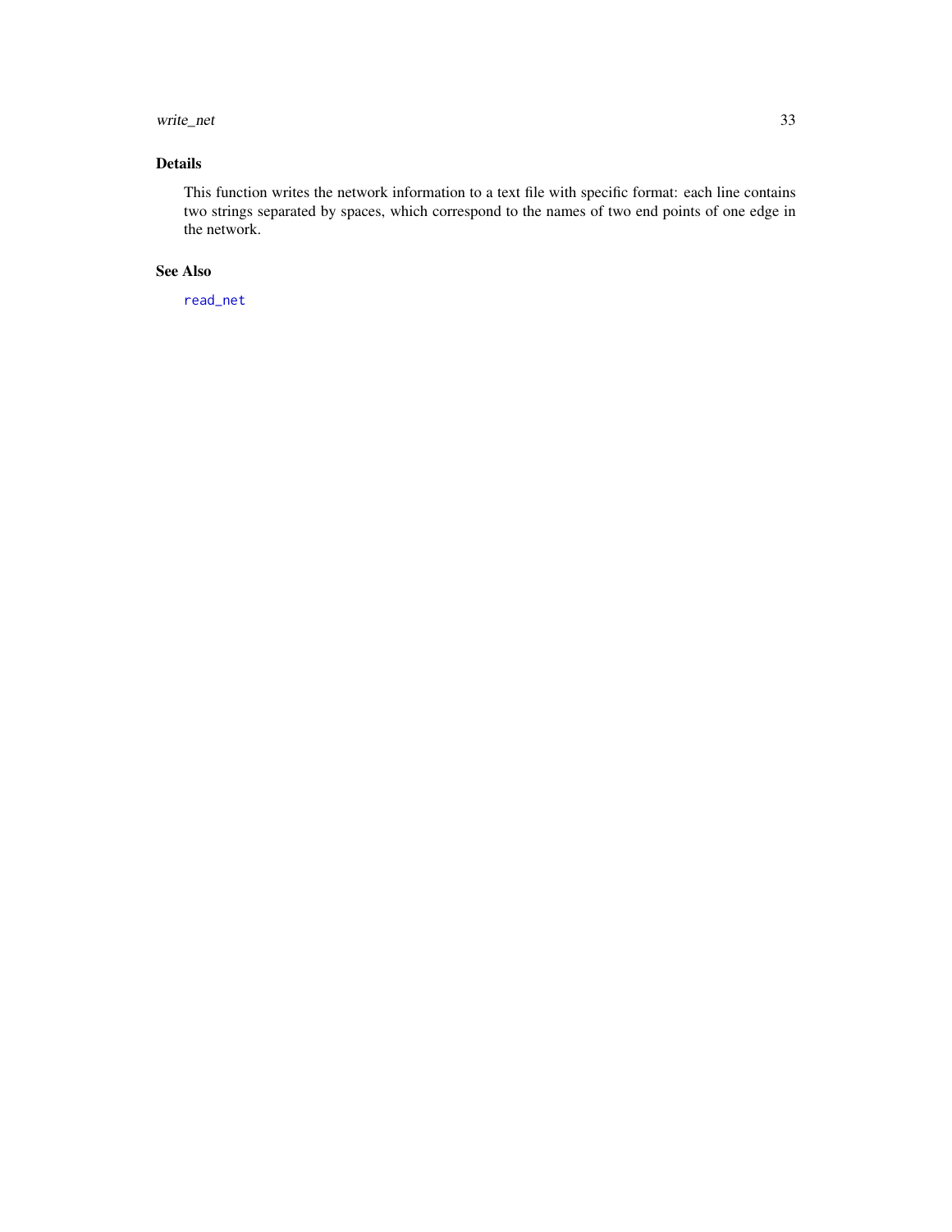## Details

This function writes the network information to a text file with specific format: each line contains two strings separated by spaces, which correspond to the names of two end points of one edge in the network.

## See Also

`read_net`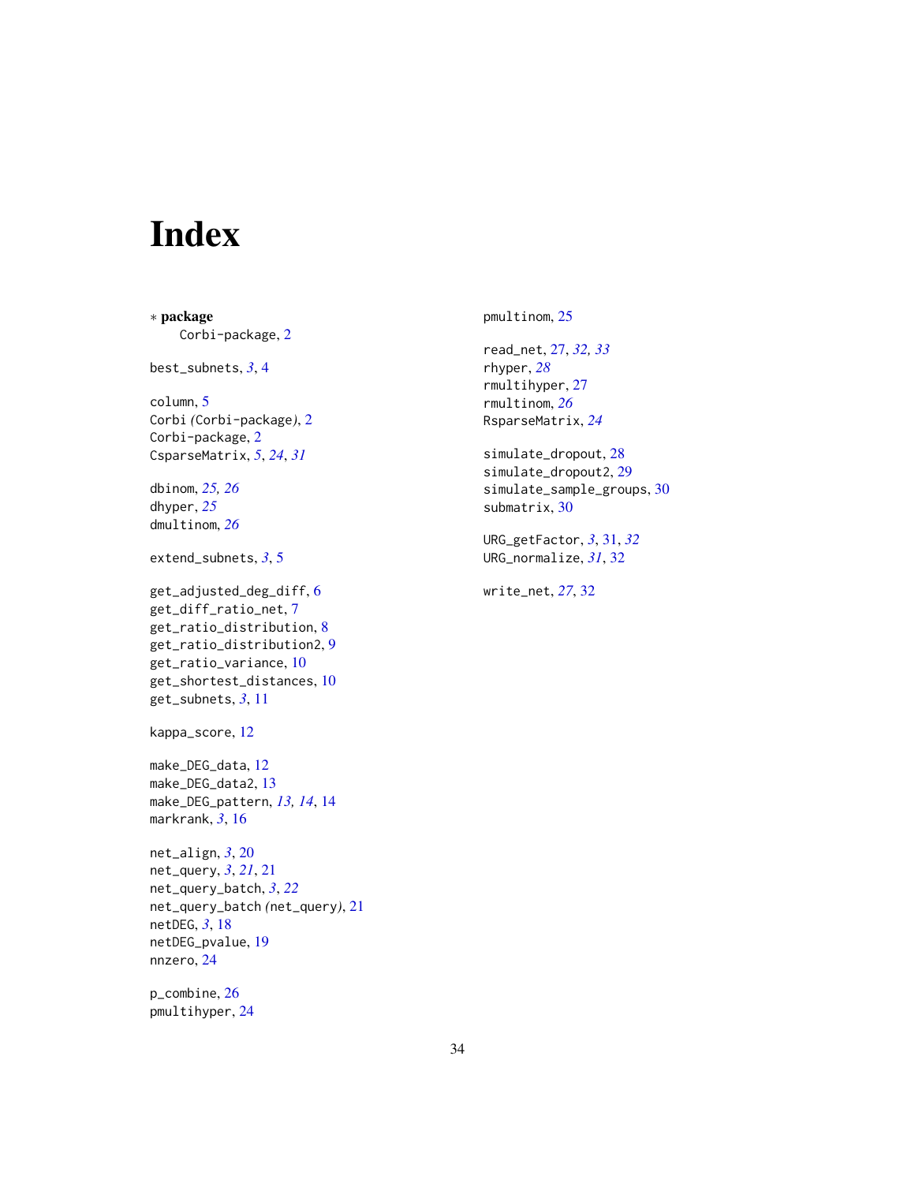# Index

∗ **package**
  Corbi-package, 2

best_subnets, *3*, 4

column, 5
Corbi *(*Corbi-package*)*, 2
Corbi-package, 2
CsparseMatrix, *5*, *24*, *31*

dbinom, *25, 26*
dhyper, *25*
dmultinom, *26*

extend_subnets, *3*, 5

get_adjusted_deg_diff, 6
get_diff_ratio_net, 7
get_ratio_distribution, 8
get_ratio_distribution2, 9
get_ratio_variance, 10
get_shortest_distances, 10
get_subnets, *3*, 11

kappa_score, 12

make_DEG_data, 12
make_DEG_data2, 13
make_DEG_pattern, *13, 14*, 14
markrank, *3*, 16

net_align, *3*, 20
net_query, *3*, *21*, 21
net_query_batch, *3*, *22*
net_query_batch *(*net_query*)*, 21
netDEG, *3*, 18
netDEG_pvalue, 19
nnzero, 24

p_combine, 26
pmultihyper, 24
pmultinom, 25

read_net, 27, *32, 33*
rhyper, *28*
rmultihyper, 27
rmultinom, *26*
RsparseMatrix, *24*

simulate_dropout, 28
simulate_dropout2, 29
simulate_sample_groups, 30
submatrix, 30

URG_getFactor, *3*, 31, *32*
URG_normalize, *31*, 32

write_net, *27*, 32